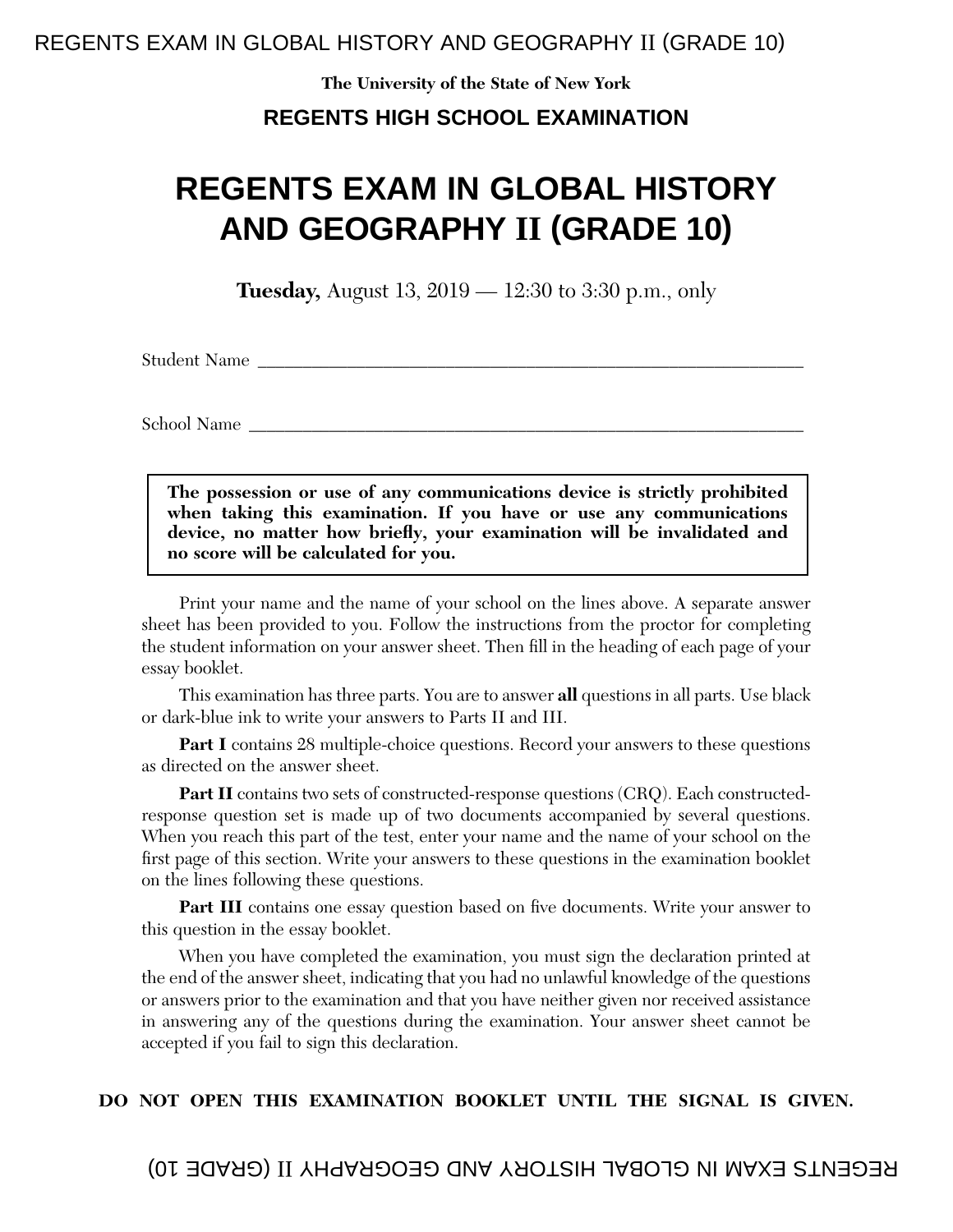**The University of the State of New York**

**REGENTS HIGH SCHOOL EXAMINATION**

# REGENTS EXAM IN GLOBAL HISTORY AND GEOGRAPHY II (GRADE 10)

**Tuesday,** August 13, 2019 — 12:30 to 3:30 p.m., only

Student Name ______________________________________________________________

School Name ______________________________________________________________

**The possession or use of any communications device is strictly prohibited when taking this examination. If you have or use any communications device, no matter how briefly, your examination will be invalidated and no score will be calculated for you.**

Print your name and the name of your school on the lines above. A separate answer sheet has been provided to you. Follow the instructions from the proctor for completing the student information on your answer sheet. Then fill in the heading of each page of your essay booklet.

This examination has three parts. You are to answer **all** questions in all parts. Use black or dark-blue ink to write your answers to Parts II and III.

**Part I** contains 28 multiple-choice questions. Record your answers to these questions as directed on the answer sheet.

**Part II** contains two sets of constructed-response questions (CRQ). Each constructed-response question set is made up of two documents accompanied by several questions. When you reach this part of the test, enter your name and the name of your school on the first page of this section. Write your answers to these questions in the examination booklet on the lines following these questions.

**Part III** contains one essay question based on five documents. Write your answer to this question in the essay booklet.

When you have completed the examination, you must sign the declaration printed at the end of the answer sheet, indicating that you had no unlawful knowledge of the questions or answers prior to the examination and that you have neither given nor received assistance in answering any of the questions during the examination. Your answer sheet cannot be accepted if you fail to sign this declaration.

**DO NOT OPEN THIS EXAMINATION BOOKLET UNTIL THE SIGNAL IS GIVEN.**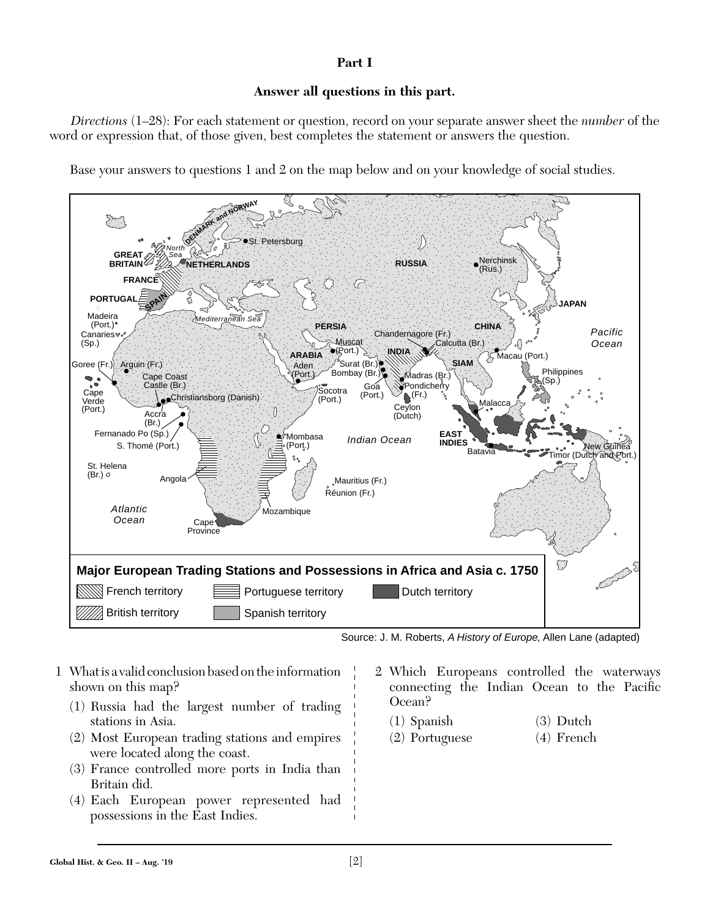**Part I**

**Answer all questions in this part.**

*Directions* (1–28): For each statement or question, record on your separate answer sheet the *number* of the word or expression that, of those given, best completes the statement or answers the question.

Base your answers to questions 1 and 2 on the map below and on your knowledge of social studies.

**Major European Trading Stations and Possessions in Africa and Asia c. 1750**

Source: J. M. Roberts, *A History of Europe,* Allen Lane (adapted)

1 What is a valid conclusion based on the information shown on this map?

(1) Russia had the largest number of trading stations in Asia.
(2) Most European trading stations and empires were located along the coast.
(3) France controlled more ports in India than Britain did.
(4) Each European power represented had possessions in the East Indies.

2 Which Europeans controlled the waterways connecting the Indian Ocean to the Pacific Ocean?

(1) Spanish
(2) Portuguese
(3) Dutch
(4) French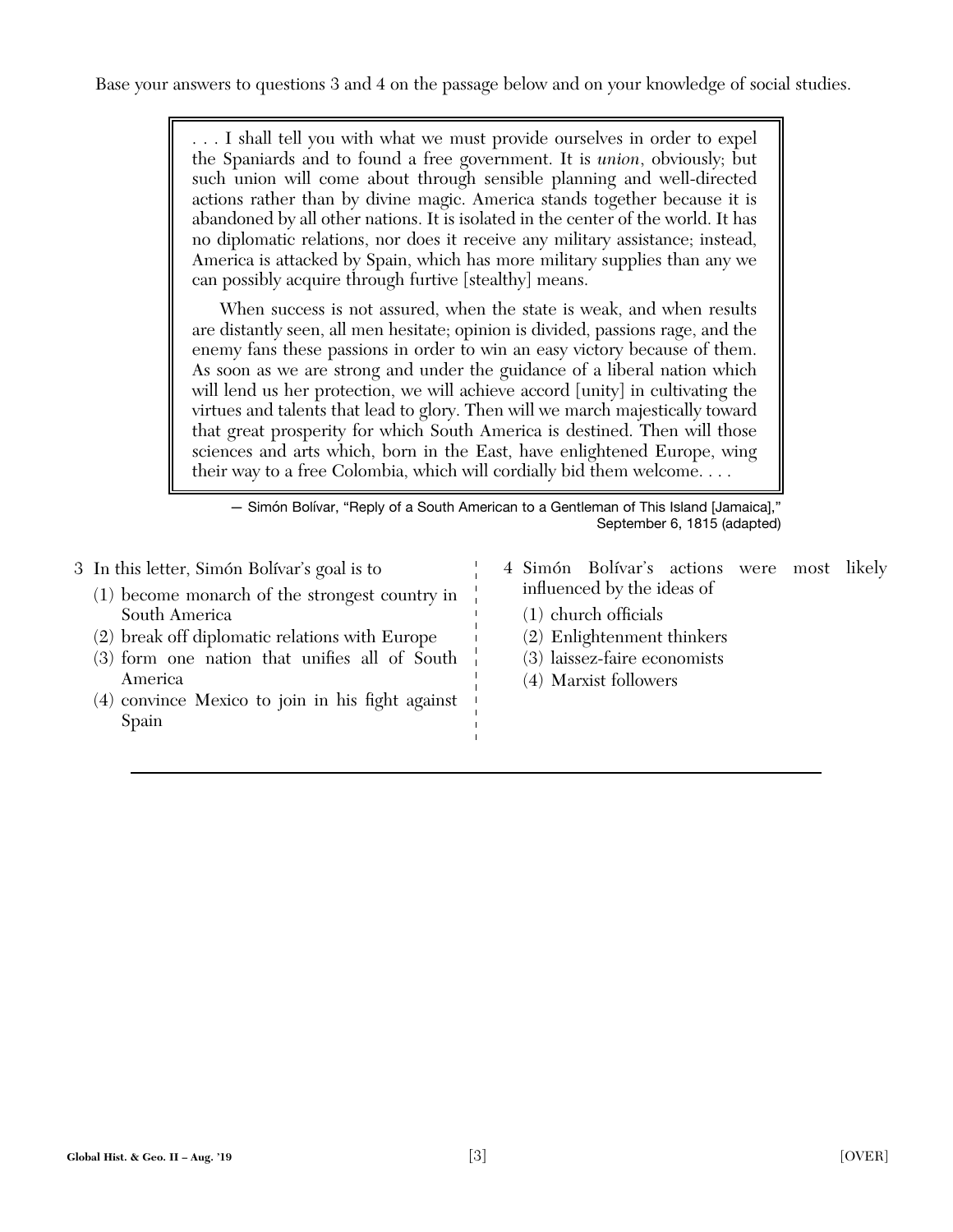Base your answers to questions 3 and 4 on the passage below and on your knowledge of social studies.

> . . . I shall tell you with what we must provide ourselves in order to expel the Spaniards and to found a free government. It is *union*, obviously; but such union will come about through sensible planning and well-directed actions rather than by divine magic. America stands together because it is abandoned by all other nations. It is isolated in the center of the world. It has no diplomatic relations, nor does it receive any military assistance; instead, America is attacked by Spain, which has more military supplies than any we can possibly acquire through furtive [stealthy] means.
>
> When success is not assured, when the state is weak, and when results are distantly seen, all men hesitate; opinion is divided, passions rage, and the enemy fans these passions in order to win an easy victory because of them. As soon as we are strong and under the guidance of a liberal nation which will lend us her protection, we will achieve accord [unity] in cultivating the virtues and talents that lead to glory. Then will we march majestically toward that great prosperity for which South America is destined. Then will those sciences and arts which, born in the East, have enlightened Europe, wing their way to a free Colombia, which will cordially bid them welcome. . . .

— Simón Bolívar, "Reply of a South American to a Gentleman of This Island [Jamaica]," September 6, 1815 (adapted)

3 In this letter, Simón Bolívar's goal is to

(1) become monarch of the strongest country in South America
(2) break off diplomatic relations with Europe
(3) form one nation that unifies all of South America
(4) convince Mexico to join in his fight against Spain

4 Simón Bolívar's actions were most likely influenced by the ideas of

(1) church officials
(2) Enlightenment thinkers
(3) laissez-faire economists
(4) Marxist followers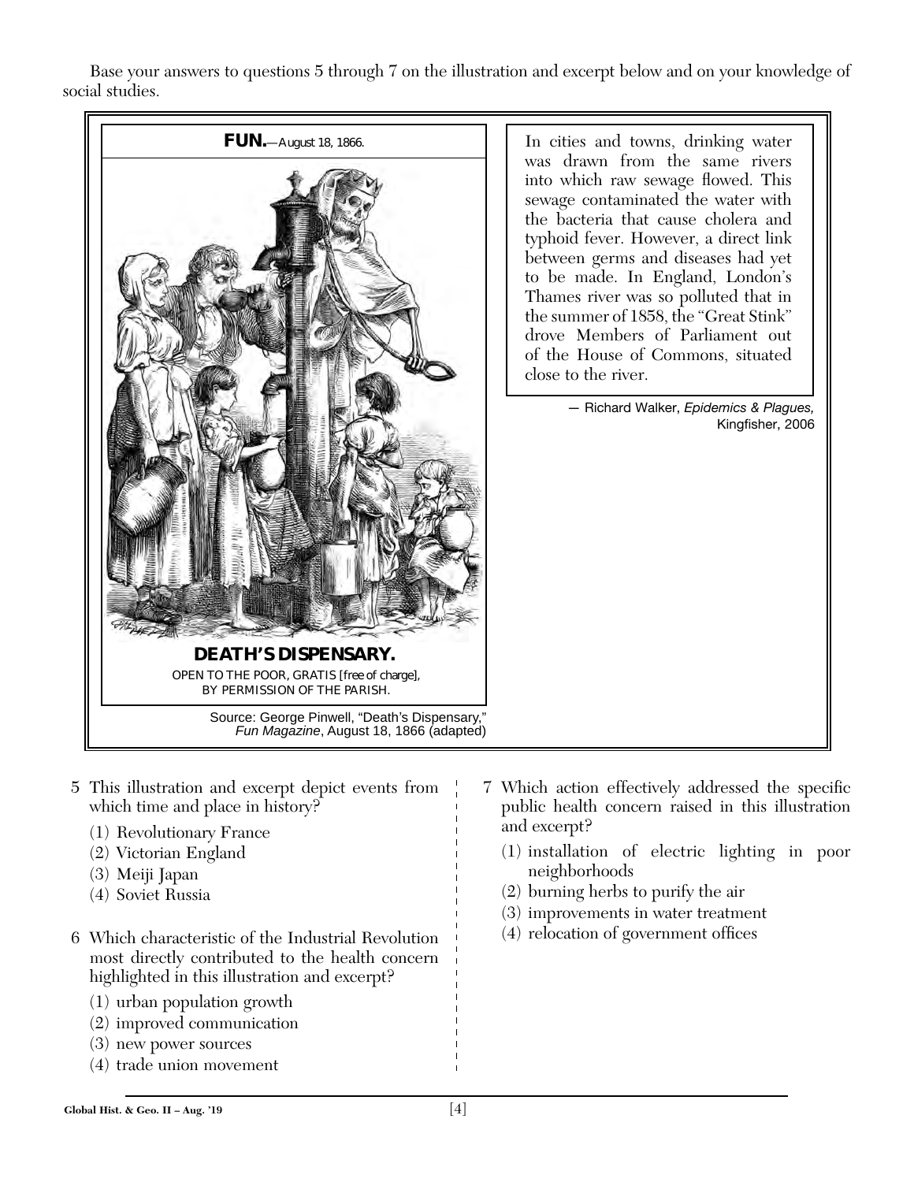Base your answers to questions 5 through 7 on the illustration and excerpt below and on your knowledge of social studies.

**FUN.**—August 18, 1866.

**DEATH'S DISPENSARY.**

OPEN TO THE POOR, GRATIS [free of charge], BY PERMISSION OF THE PARISH.

Source: George Pinwell, "Death's Dispensary," *Fun Magazine*, August 18, 1866 (adapted)

In cities and towns, drinking water was drawn from the same rivers into which raw sewage flowed. This sewage contaminated the water with the bacteria that cause cholera and typhoid fever. However, a direct link between germs and diseases had yet to be made. In England, London's Thames river was so polluted that in the summer of 1858, the "Great Stink" drove Members of Parliament out of the House of Commons, situated close to the river.

— Richard Walker, *Epidemics & Plagues,* Kingfisher, 2006

5 This illustration and excerpt depict events from which time and place in history?

(1) Revolutionary France
(2) Victorian England
(3) Meiji Japan
(4) Soviet Russia

6 Which characteristic of the Industrial Revolution most directly contributed to the health concern highlighted in this illustration and excerpt?

(1) urban population growth
(2) improved communication
(3) new power sources
(4) trade union movement

7 Which action effectively addressed the specific public health concern raised in this illustration and excerpt?

(1) installation of electric lighting in poor neighborhoods
(2) burning herbs to purify the air
(3) improvements in water treatment
(4) relocation of government offices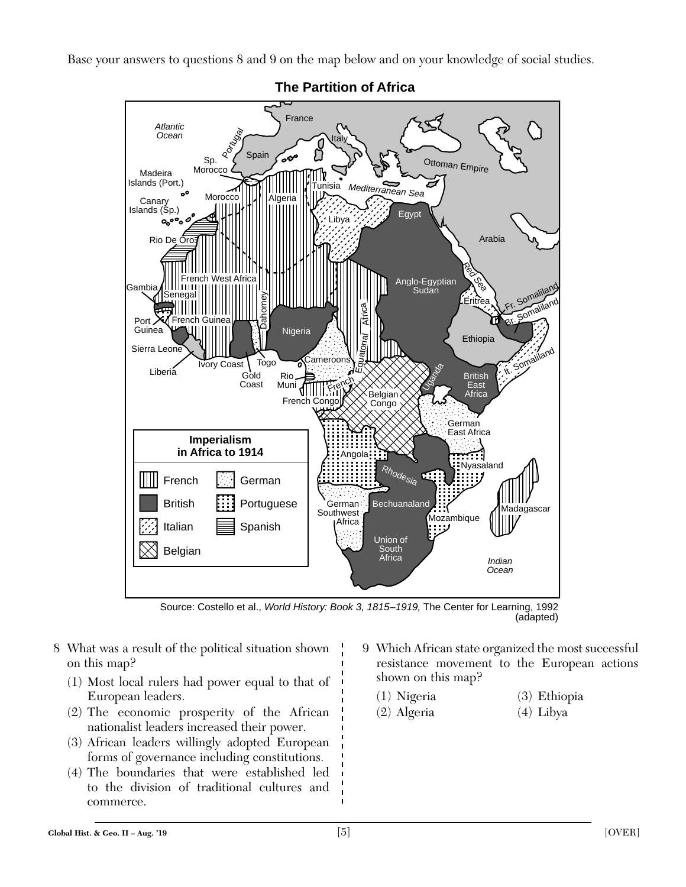Base your answers to questions 8 and 9 on the map below and on your knowledge of social studies.

**The Partition of Africa**

Source: Costello et al., *World History: Book 3, 1815–1919,* The Center for Learning, 1992 (adapted)

8 What was a result of the political situation shown on this map?

(1) Most local rulers had power equal to that of European leaders.

(2) The economic prosperity of the African nationalist leaders increased their power.

(3) African leaders willingly adopted European forms of governance including constitutions.

(4) The boundaries that were established led to the division of traditional cultures and commerce.

9 Which African state organized the most successful resistance movement to the European actions shown on this map?

(1) Nigeria
(2) Algeria
(3) Ethiopia
(4) Libya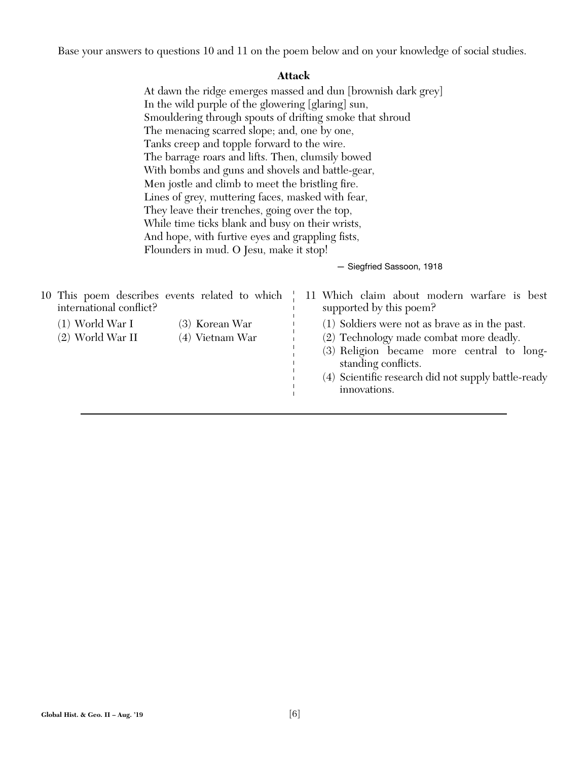Base your answers to questions 10 and 11 on the poem below and on your knowledge of social studies.

**Attack**

At dawn the ridge emerges massed and dun [brownish dark grey]
In the wild purple of the glowering [glaring] sun,
Smouldering through spouts of drifting smoke that shroud
The menacing scarred slope; and, one by one,
Tanks creep and topple forward to the wire.
The barrage roars and lifts. Then, clumsily bowed
With bombs and guns and shovels and battle-gear,
Men jostle and climb to meet the bristling fire.
Lines of grey, muttering faces, masked with fear,
They leave their trenches, going over the top,
While time ticks blank and busy on their wrists,
And hope, with furtive eyes and grappling fists,
Flounders in mud. O Jesu, make it stop!

— Siegfried Sassoon, 1918

10 This poem describes events related to which international conflict?

(1) World War I
(2) World War II
(3) Korean War
(4) Vietnam War

11 Which claim about modern warfare is best supported by this poem?

(1) Soldiers were not as brave as in the past.
(2) Technology made combat more deadly.
(3) Religion became more central to long-standing conflicts.
(4) Scientific research did not supply battle-ready innovations.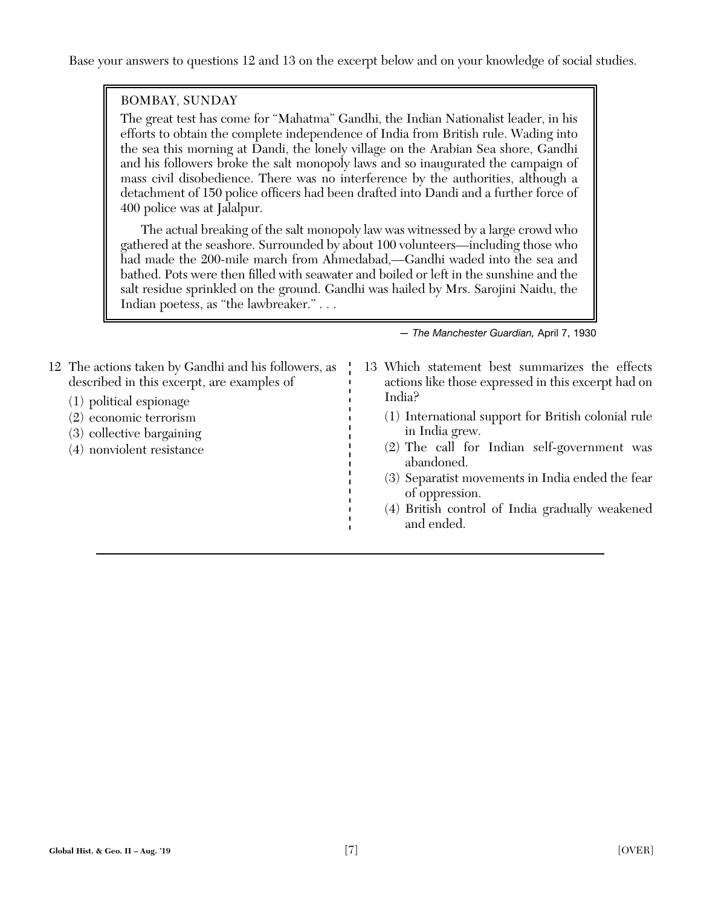Base your answers to questions 12 and 13 on the excerpt below and on your knowledge of social studies.

> BOMBAY, SUNDAY
>
> The great test has come for "Mahatma" Gandhi, the Indian Nationalist leader, in his efforts to obtain the complete independence of India from British rule. Wading into the sea this morning at Dandi, the lonely village on the Arabian Sea shore, Gandhi and his followers broke the salt monopoly laws and so inaugurated the campaign of mass civil disobedience. There was no interference by the authorities, although a detachment of 150 police officers had been drafted into Dandi and a further force of 400 police was at Jalalpur.
>
> The actual breaking of the salt monopoly law was witnessed by a large crowd who gathered at the seashore. Surrounded by about 100 volunteers—including those who had made the 200-mile march from Ahmedabad,—Gandhi waded into the sea and bathed. Pots were then filled with seawater and boiled or left in the sunshine and the salt residue sprinkled on the ground. Gandhi was hailed by Mrs. Sarojini Naidu, the Indian poetess, as "the lawbreaker." . . .

— *The Manchester Guardian,* April 7, 1930

12 The actions taken by Gandhi and his followers, as described in this excerpt, are examples of

(1) political espionage
(2) economic terrorism
(3) collective bargaining
(4) nonviolent resistance

13 Which statement best summarizes the effects actions like those expressed in this excerpt had on India?

(1) International support for British colonial rule in India grew.
(2) The call for Indian self-government was abandoned.
(3) Separatist movements in India ended the fear of oppression.
(4) British control of India gradually weakened and ended.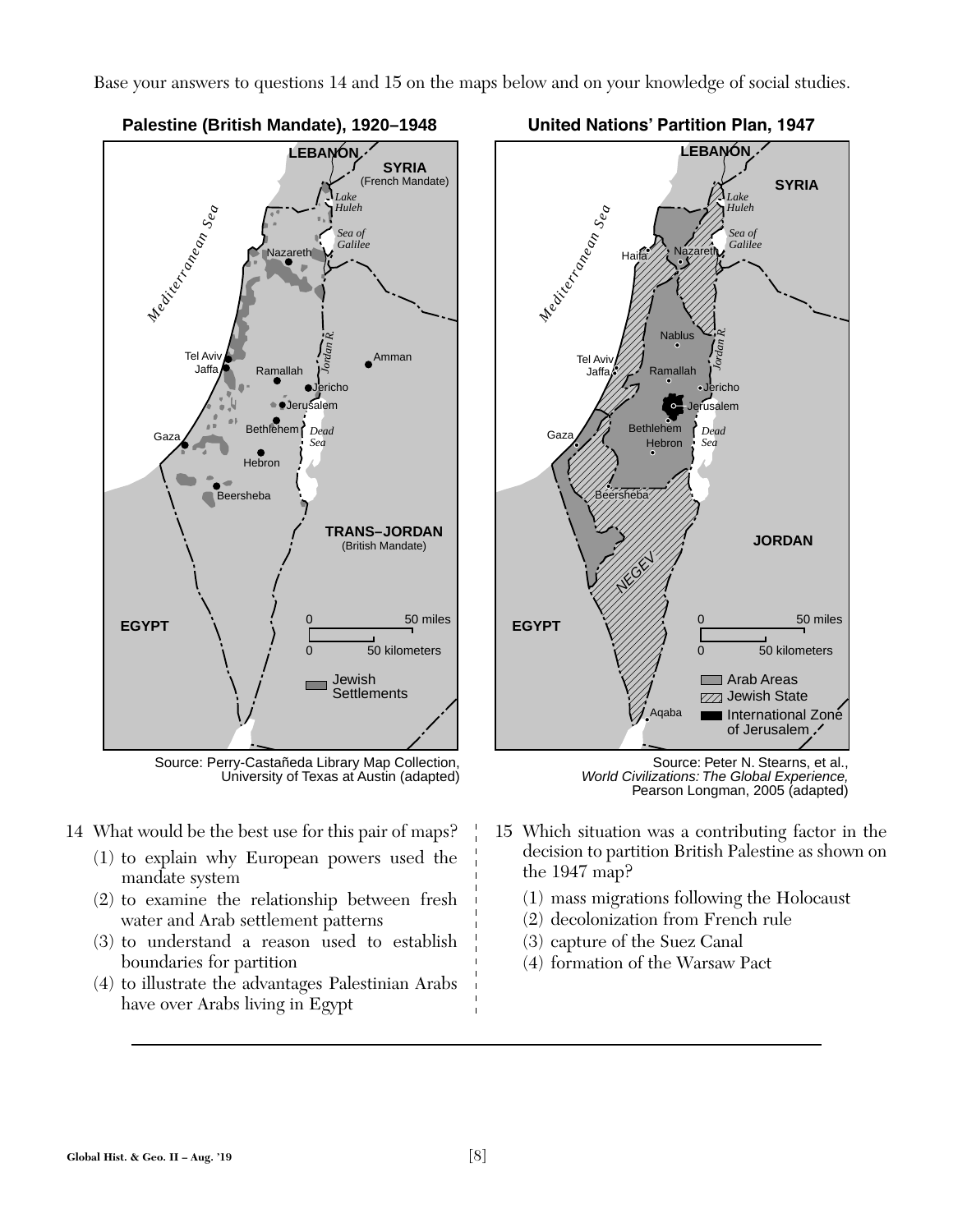Base your answers to questions 14 and 15 on the maps below and on your knowledge of social studies.

**Palestine (British Mandate), 1920–1948**

Source: Perry-Castañeda Library Map Collection, University of Texas at Austin (adapted)

**United Nations' Partition Plan, 1947**

Source: Peter N. Stearns, et al., *World Civilizations: The Global Experience,* Pearson Longman, 2005 (adapted)

14 What would be the best use for this pair of maps?

(1) to explain why European powers used the mandate system
(2) to examine the relationship between fresh water and Arab settlement patterns
(3) to understand a reason used to establish boundaries for partition
(4) to illustrate the advantages Palestinian Arabs have over Arabs living in Egypt

15 Which situation was a contributing factor in the decision to partition British Palestine as shown on the 1947 map?

(1) mass migrations following the Holocaust
(2) decolonization from French rule
(3) capture of the Suez Canal
(4) formation of the Warsaw Pact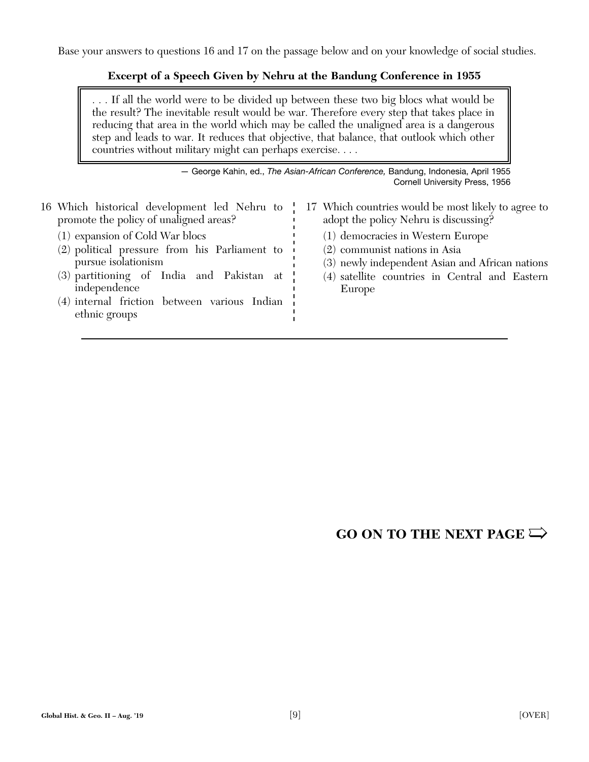Base your answers to questions 16 and 17 on the passage below and on your knowledge of social studies.

**Excerpt of a Speech Given by Nehru at the Bandung Conference in 1955**

> . . . If all the world were to be divided up between these two big blocs what would be the result? The inevitable result would be war. Therefore every step that takes place in reducing that area in the world which may be called the unaligned area is a dangerous step and leads to war. It reduces that objective, that balance, that outlook which other countries without military might can perhaps exercise. . . .

— George Kahin, ed., *The Asian-African Conference,* Bandung, Indonesia, April 1955
Cornell University Press, 1956

16 Which historical development led Nehru to promote the policy of unaligned areas?

(1) expansion of Cold War blocs
(2) political pressure from his Parliament to pursue isolationism
(3) partitioning of India and Pakistan at independence
(4) internal friction between various Indian ethnic groups

17 Which countries would be most likely to agree to adopt the policy Nehru is discussing?

(1) democracies in Western Europe
(2) communist nations in Asia
(3) newly independent Asian and African nations
(4) satellite countries in Central and Eastern Europe

**GO ON TO THE NEXT PAGE ⇒**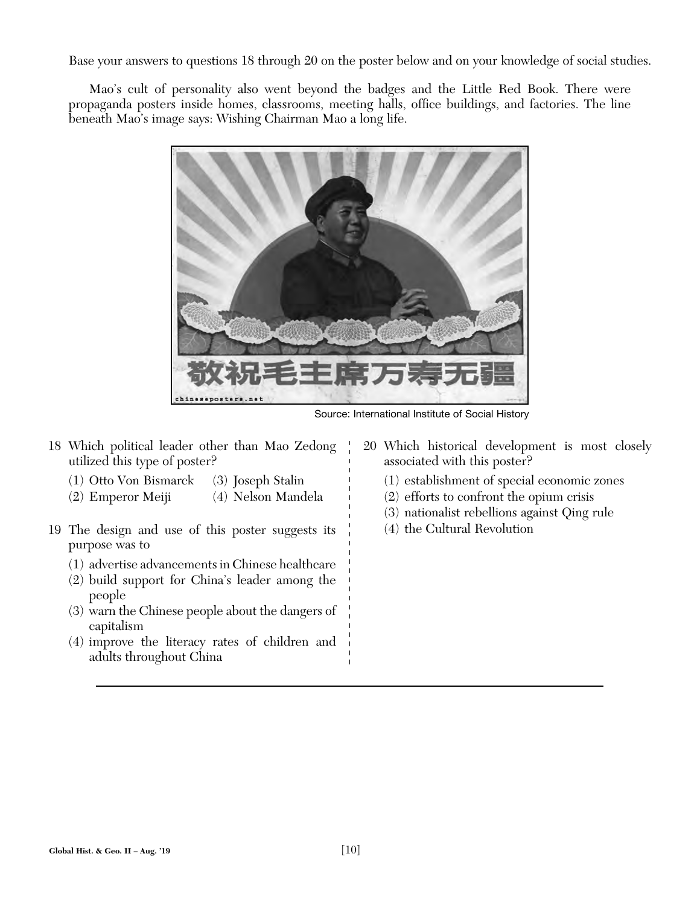Base your answers to questions 18 through 20 on the poster below and on your knowledge of social studies.

Mao's cult of personality also went beyond the badges and the Little Red Book. There were propaganda posters inside homes, classrooms, meeting halls, office buildings, and factories. The line beneath Mao's image says: Wishing Chairman Mao a long life.

敬祝毛主席万寿无疆

chineseposters.net

Source: International Institute of Social History

18 Which political leader other than Mao Zedong utilized this type of poster?

(1) Otto Von Bismarck
(2) Emperor Meiji
(3) Joseph Stalin
(4) Nelson Mandela

19 The design and use of this poster suggests its purpose was to

(1) advertise advancements in Chinese healthcare
(2) build support for China's leader among the people
(3) warn the Chinese people about the dangers of capitalism
(4) improve the literacy rates of children and adults throughout China

20 Which historical development is most closely associated with this poster?

(1) establishment of special economic zones
(2) efforts to confront the opium crisis
(3) nationalist rebellions against Qing rule
(4) the Cultural Revolution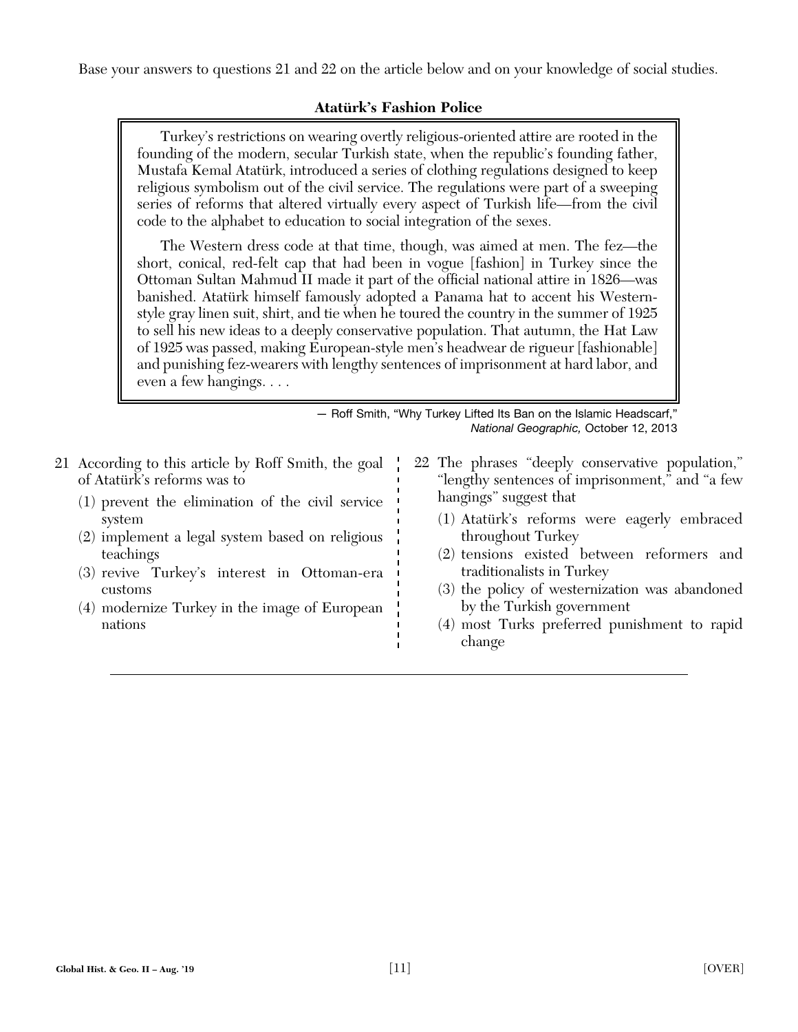Base your answers to questions 21 and 22 on the article below and on your knowledge of social studies.

### Atatürk's Fashion Police

> Turkey's restrictions on wearing overtly religious-oriented attire are rooted in the founding of the modern, secular Turkish state, when the republic's founding father, Mustafa Kemal Atatürk, introduced a series of clothing regulations designed to keep religious symbolism out of the civil service. The regulations were part of a sweeping series of reforms that altered virtually every aspect of Turkish life—from the civil code to the alphabet to education to social integration of the sexes.
>
> The Western dress code at that time, though, was aimed at men. The fez—the short, conical, red-felt cap that had been in vogue [fashion] in Turkey since the Ottoman Sultan Mahmud II made it part of the official national attire in 1826—was banished. Atatürk himself famously adopted a Panama hat to accent his Western-style gray linen suit, shirt, and tie when he toured the country in the summer of 1925 to sell his new ideas to a deeply conservative population. That autumn, the Hat Law of 1925 was passed, making European-style men's headwear de rigueur [fashionable] and punishing fez-wearers with lengthy sentences of imprisonment at hard labor, and even a few hangings. . . .

— Roff Smith, "Why Turkey Lifted Its Ban on the Islamic Headscarf," *National Geographic,* October 12, 2013

21 According to this article by Roff Smith, the goal of Atatürk's reforms was to

(1) prevent the elimination of the civil service system
(2) implement a legal system based on religious teachings
(3) revive Turkey's interest in Ottoman-era customs
(4) modernize Turkey in the image of European nations

22 The phrases "deeply conservative population," "lengthy sentences of imprisonment," and "a few hangings" suggest that

(1) Atatürk's reforms were eagerly embraced throughout Turkey
(2) tensions existed between reformers and traditionalists in Turkey
(3) the policy of westernization was abandoned by the Turkish government
(4) most Turks preferred punishment to rapid change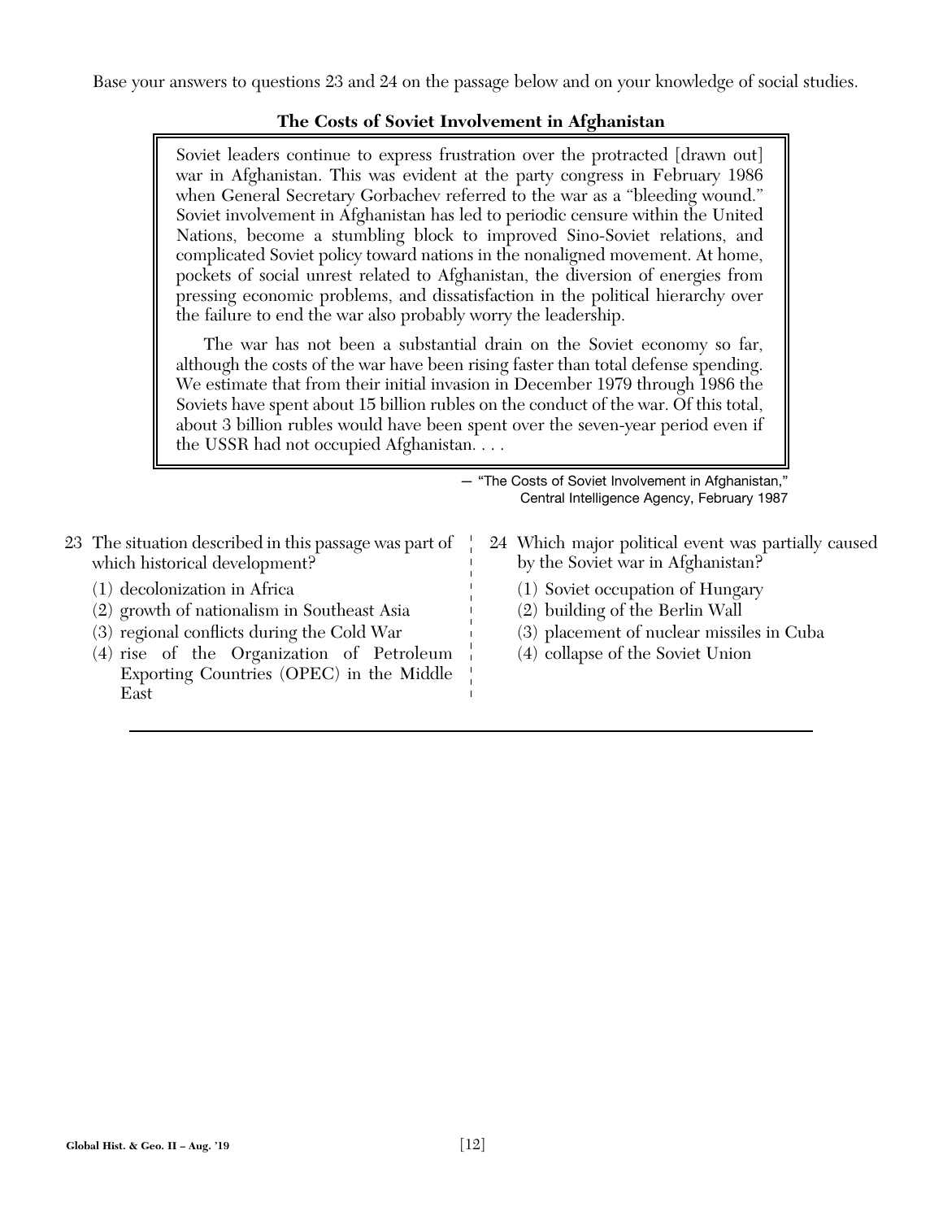Base your answers to questions 23 and 24 on the passage below and on your knowledge of social studies.

**The Costs of Soviet Involvement in Afghanistan**

Soviet leaders continue to express frustration over the protracted [drawn out] war in Afghanistan. This was evident at the party congress in February 1986 when General Secretary Gorbachev referred to the war as a "bleeding wound." Soviet involvement in Afghanistan has led to periodic censure within the United Nations, become a stumbling block to improved Sino-Soviet relations, and complicated Soviet policy toward nations in the nonaligned movement. At home, pockets of social unrest related to Afghanistan, the diversion of energies from pressing economic problems, and dissatisfaction in the political hierarchy over the failure to end the war also probably worry the leadership.

The war has not been a substantial drain on the Soviet economy so far, although the costs of the war have been rising faster than total defense spending. We estimate that from their initial invasion in December 1979 through 1986 the Soviets have spent about 15 billion rubles on the conduct of the war. Of this total, about 3 billion rubles would have been spent over the seven-year period even if the USSR had not occupied Afghanistan. . . .

— "The Costs of Soviet Involvement in Afghanistan," Central Intelligence Agency, February 1987

23 The situation described in this passage was part of which historical development?

(1) decolonization in Africa
(2) growth of nationalism in Southeast Asia
(3) regional conflicts during the Cold War
(4) rise of the Organization of Petroleum Exporting Countries (OPEC) in the Middle East

24 Which major political event was partially caused by the Soviet war in Afghanistan?

(1) Soviet occupation of Hungary
(2) building of the Berlin Wall
(3) placement of nuclear missiles in Cuba
(4) collapse of the Soviet Union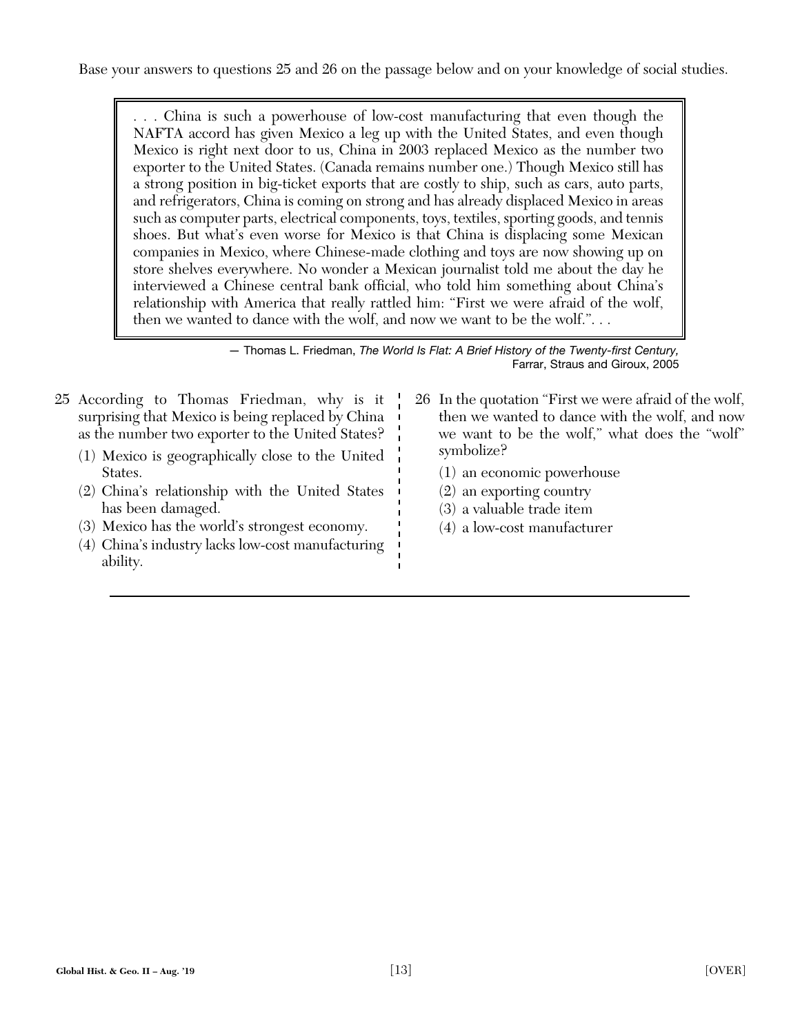Base your answers to questions 25 and 26 on the passage below and on your knowledge of social studies.

> . . . China is such a powerhouse of low-cost manufacturing that even though the NAFTA accord has given Mexico a leg up with the United States, and even though Mexico is right next door to us, China in 2003 replaced Mexico as the number two exporter to the United States. (Canada remains number one.) Though Mexico still has a strong position in big-ticket exports that are costly to ship, such as cars, auto parts, and refrigerators, China is coming on strong and has already displaced Mexico in areas such as computer parts, electrical components, toys, textiles, sporting goods, and tennis shoes. But what's even worse for Mexico is that China is displacing some Mexican companies in Mexico, where Chinese-made clothing and toys are now showing up on store shelves everywhere. No wonder a Mexican journalist told me about the day he interviewed a Chinese central bank official, who told him something about China's relationship with America that really rattled him: "First we were afraid of the wolf, then we wanted to dance with the wolf, and now we want to be the wolf.". . .

— Thomas L. Friedman, *The World Is Flat: A Brief History of the Twenty-first Century,* Farrar, Straus and Giroux, 2005

25 According to Thomas Friedman, why is it surprising that Mexico is being replaced by China as the number two exporter to the United States?

(1) Mexico is geographically close to the United States.
(2) China's relationship with the United States has been damaged.
(3) Mexico has the world's strongest economy.
(4) China's industry lacks low-cost manufacturing ability.

26 In the quotation "First we were afraid of the wolf, then we wanted to dance with the wolf, and now we want to be the wolf," what does the "wolf" symbolize?

(1) an economic powerhouse
(2) an exporting country
(3) a valuable trade item
(4) a low-cost manufacturer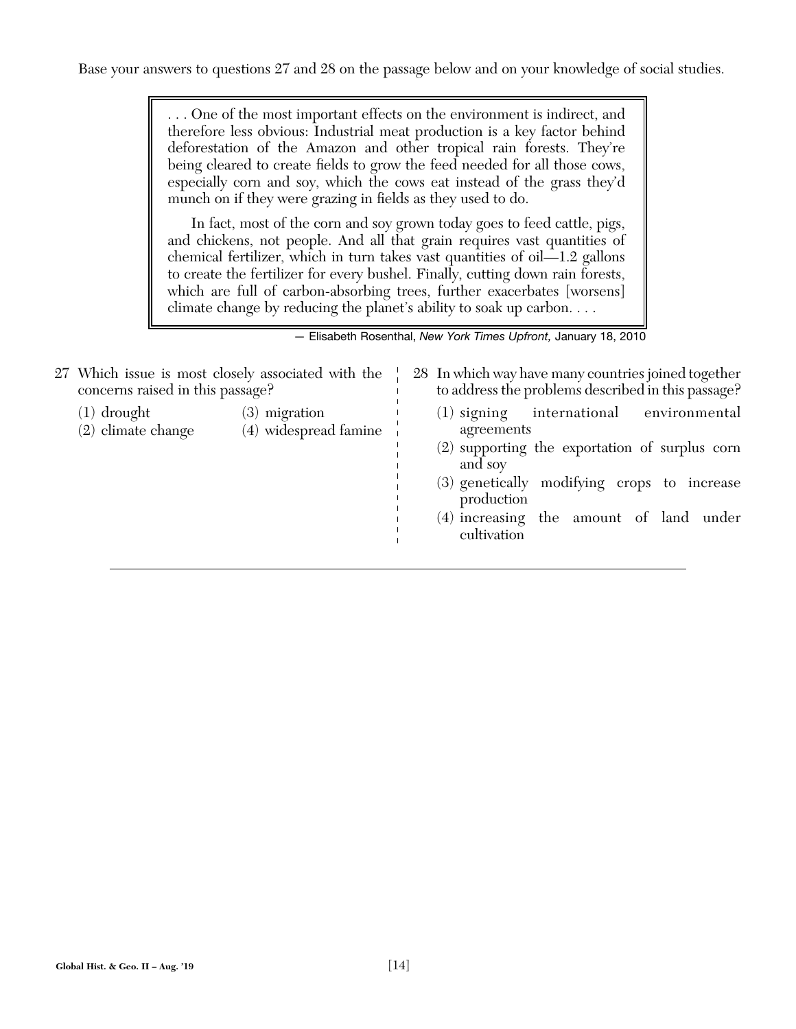Base your answers to questions 27 and 28 on the passage below and on your knowledge of social studies.

> . . . One of the most important effects on the environment is indirect, and therefore less obvious: Industrial meat production is a key factor behind deforestation of the Amazon and other tropical rain forests. They're being cleared to create fields to grow the feed needed for all those cows, especially corn and soy, which the cows eat instead of the grass they'd munch on if they were grazing in fields as they used to do.
>
> In fact, most of the corn and soy grown today goes to feed cattle, pigs, and chickens, not people. And all that grain requires vast quantities of chemical fertilizer, which in turn takes vast quantities of oil—1.2 gallons to create the fertilizer for every bushel. Finally, cutting down rain forests, which are full of carbon-absorbing trees, further exacerbates [worsens] climate change by reducing the planet's ability to soak up carbon. . . .

— Elisabeth Rosenthal, *New York Times Upfront,* January 18, 2010

27 Which issue is most closely associated with the concerns raised in this passage?

(1) drought
(2) climate change
(3) migration
(4) widespread famine

28 In which way have many countries joined together to address the problems described in this passage?

(1) signing international environmental agreements
(2) supporting the exportation of surplus corn and soy
(3) genetically modifying crops to increase production
(4) increasing the amount of land under cultivation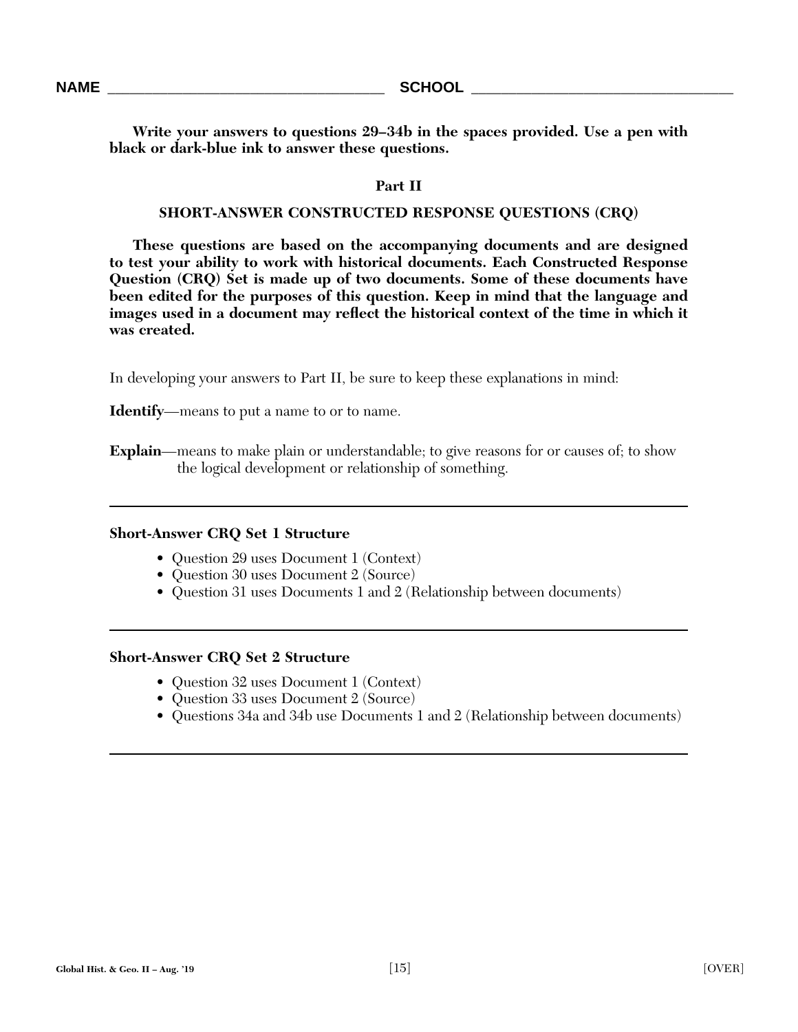NAME ________________________________ SCHOOL ________________________________

**Write your answers to questions 29–34b in the spaces provided. Use a pen with black or dark-blue ink to answer these questions.**

## Part II

### SHORT-ANSWER CONSTRUCTED RESPONSE QUESTIONS (CRQ)

**These questions are based on the accompanying documents and are designed to test your ability to work with historical documents. Each Constructed Response Question (CRQ) Set is made up of two documents. Some of these documents have been edited for the purposes of this question. Keep in mind that the language and images used in a document may reflect the historical context of the time in which it was created.**

In developing your answers to Part II, be sure to keep these explanations in mind:

**Identify**—means to put a name to or to name.

**Explain**—means to make plain or understandable; to give reasons for or causes of; to show the logical development or relationship of something.

---

**Short-Answer CRQ Set 1 Structure**

- Question 29 uses Document 1 (Context)
- Question 30 uses Document 2 (Source)
- Question 31 uses Documents 1 and 2 (Relationship between documents)

---

**Short-Answer CRQ Set 2 Structure**

- Question 32 uses Document 1 (Context)
- Question 33 uses Document 2 (Source)
- Questions 34a and 34b use Documents 1 and 2 (Relationship between documents)

---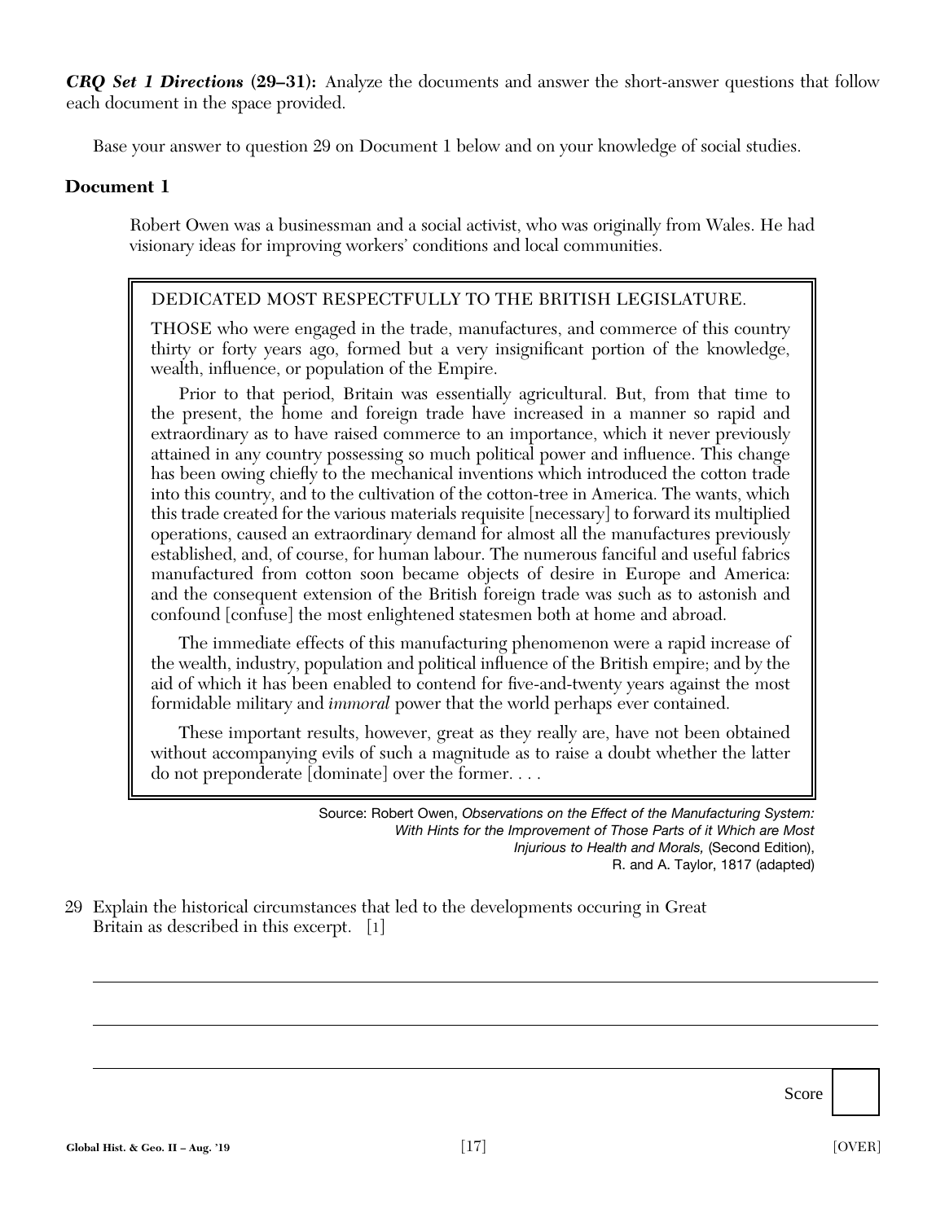***CRQ Set 1 Directions*** **(29–31):** Analyze the documents and answer the short-answer questions that follow each document in the space provided.

Base your answer to question 29 on Document 1 below and on your knowledge of social studies.

## Document 1

Robert Owen was a businessman and a social activist, who was originally from Wales. He had visionary ideas for improving workers' conditions and local communities.

> DEDICATED MOST RESPECTFULLY TO THE BRITISH LEGISLATURE.
>
> THOSE who were engaged in the trade, manufactures, and commerce of this country thirty or forty years ago, formed but a very insignificant portion of the knowledge, wealth, influence, or population of the Empire.
>
> Prior to that period, Britain was essentially agricultural. But, from that time to the present, the home and foreign trade have increased in a manner so rapid and extraordinary as to have raised commerce to an importance, which it never previously attained in any country possessing so much political power and influence. This change has been owing chiefly to the mechanical inventions which introduced the cotton trade into this country, and to the cultivation of the cotton-tree in America. The wants, which this trade created for the various materials requisite [necessary] to forward its multiplied operations, caused an extraordinary demand for almost all the manufactures previously established, and, of course, for human labour. The numerous fanciful and useful fabrics manufactured from cotton soon became objects of desire in Europe and America: and the consequent extension of the British foreign trade was such as to astonish and confound [confuse] the most enlightened statesmen both at home and abroad.
>
> The immediate effects of this manufacturing phenomenon were a rapid increase of the wealth, industry, population and political influence of the British empire; and by the aid of which it has been enabled to contend for five-and-twenty years against the most formidable military and *immoral* power that the world perhaps ever contained.
>
> These important results, however, great as they really are, have not been obtained without accompanying evils of such a magnitude as to raise a doubt whether the latter do not preponderate [dominate] over the former. . . .

Source: Robert Owen, *Observations on the Effect of the Manufacturing System: With Hints for the Improvement of Those Parts of it Which are Most Injurious to Health and Morals,* (Second Edition), R. and A. Taylor, 1817 (adapted)

29 Explain the historical circumstances that led to the developments occuring in Great Britain as described in this excerpt. [1]

_______________________________________________

_______________________________________________

_______________________________________________

Score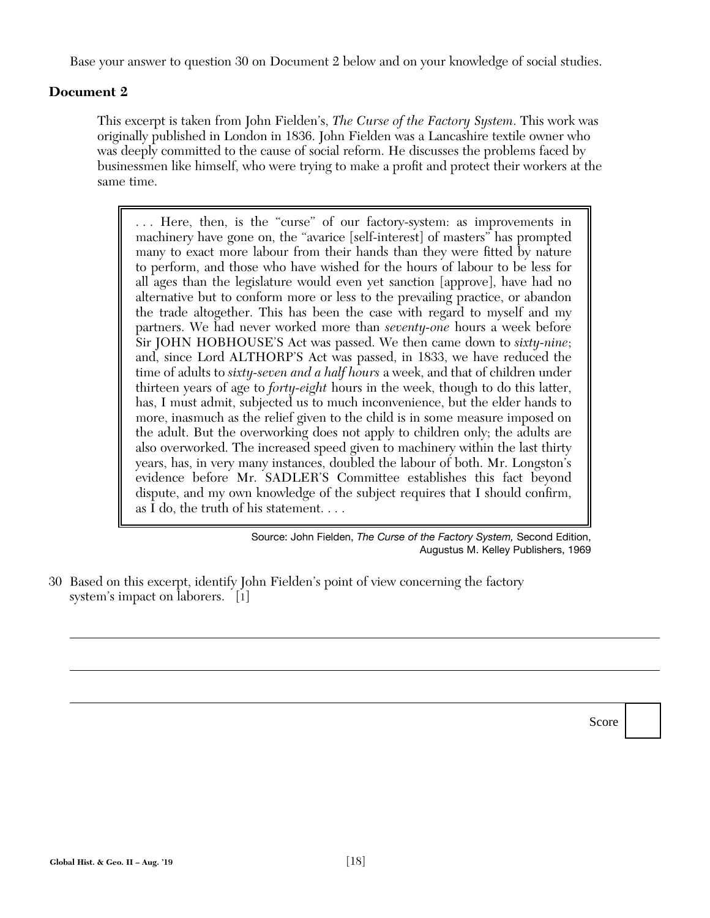Base your answer to question 30 on Document 2 below and on your knowledge of social studies.

## Document 2

This excerpt is taken from John Fielden's, *The Curse of the Factory System*. This work was originally published in London in 1836. John Fielden was a Lancashire textile owner who was deeply committed to the cause of social reform. He discusses the problems faced by businessmen like himself, who were trying to make a profit and protect their workers at the same time.

> . . . Here, then, is the "curse" of our factory-system: as improvements in machinery have gone on, the "avarice [self-interest] of masters" has prompted many to exact more labour from their hands than they were fitted by nature to perform, and those who have wished for the hours of labour to be less for all ages than the legislature would even yet sanction [approve], have had no alternative but to conform more or less to the prevailing practice, or abandon the trade altogether. This has been the case with regard to myself and my partners. We had never worked more than *seventy-one* hours a week before Sir JOHN HOBHOUSE'S Act was passed. We then came down to *sixty-nine*; and, since Lord ALTHORP'S Act was passed, in 1833, we have reduced the time of adults to *sixty-seven and a half hours* a week, and that of children under thirteen years of age to *forty-eight* hours in the week, though to do this latter, has, I must admit, subjected us to much inconvenience, but the elder hands to more, inasmuch as the relief given to the child is in some measure imposed on the adult. But the overworking does not apply to children only; the adults are also overworked. The increased speed given to machinery within the last thirty years, has, in very many instances, doubled the labour of both. Mr. Longston's evidence before Mr. SADLER'S Committee establishes this fact beyond dispute, and my own knowledge of the subject requires that I should confirm, as I do, the truth of his statement. . . .

Source: John Fielden, *The Curse of the Factory System,* Second Edition, Augustus M. Kelley Publishers, 1969

30 Based on this excerpt, identify John Fielden's point of view concerning the factory system's impact on laborers. [1]

Score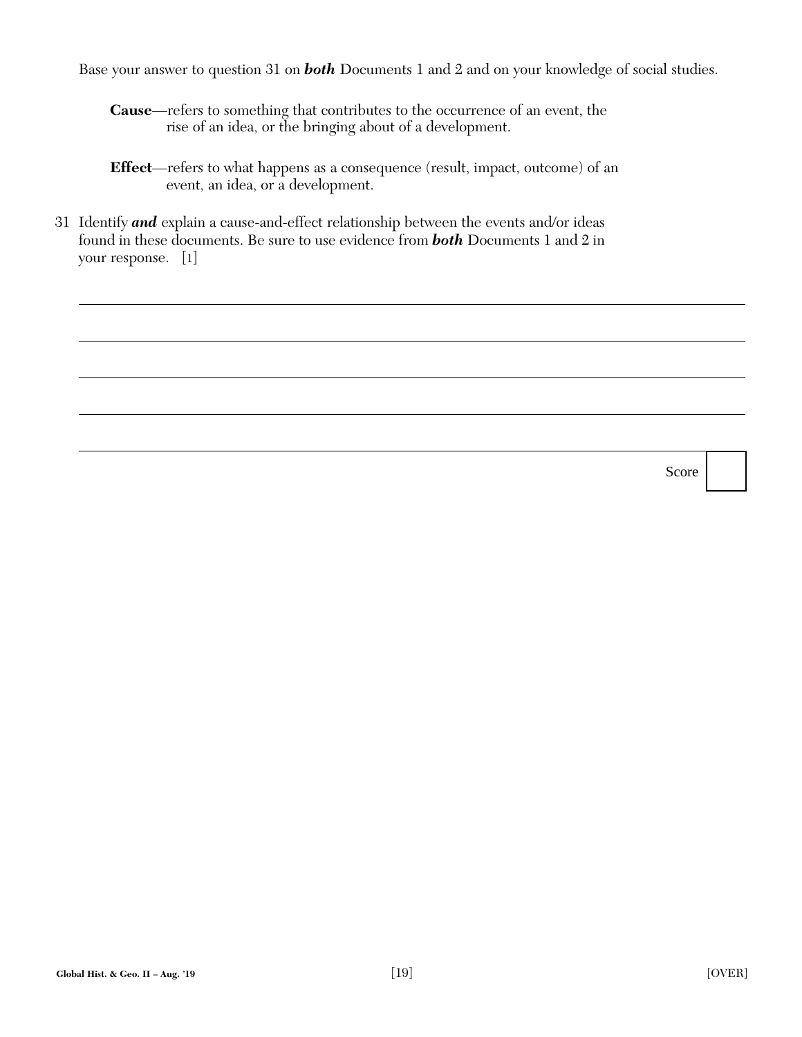Base your answer to question 31 on ***both*** Documents 1 and 2 and on your knowledge of social studies.

**Cause**—refers to something that contributes to the occurrence of an event, the rise of an idea, or the bringing about of a development.

**Effect**—refers to what happens as a consequence (result, impact, outcome) of an event, an idea, or a development.

31 Identify ***and*** explain a cause-and-effect relationship between the events and/or ideas found in these documents. Be sure to use evidence from ***both*** Documents 1 and 2 in your response. [1]

Score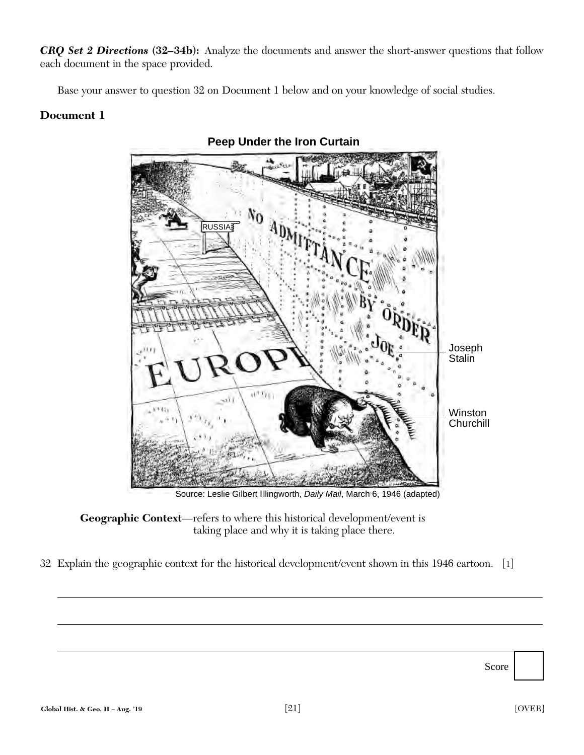***CRQ Set 2 Directions* (32–34b):** Analyze the documents and answer the short-answer questions that follow each document in the space provided.

Base your answer to question 32 on Document 1 below and on your knowledge of social studies.

**Document 1**

**Peep Under the Iron Curtain**

Source: Leslie Gilbert Illingworth, *Daily Mail*, March 6, 1946 (adapted)

**Geographic Context**—refers to where this historical development/event is taking place and why it is taking place there.

32 Explain the geographic context for the historical development/event shown in this 1946 cartoon. [1]

Score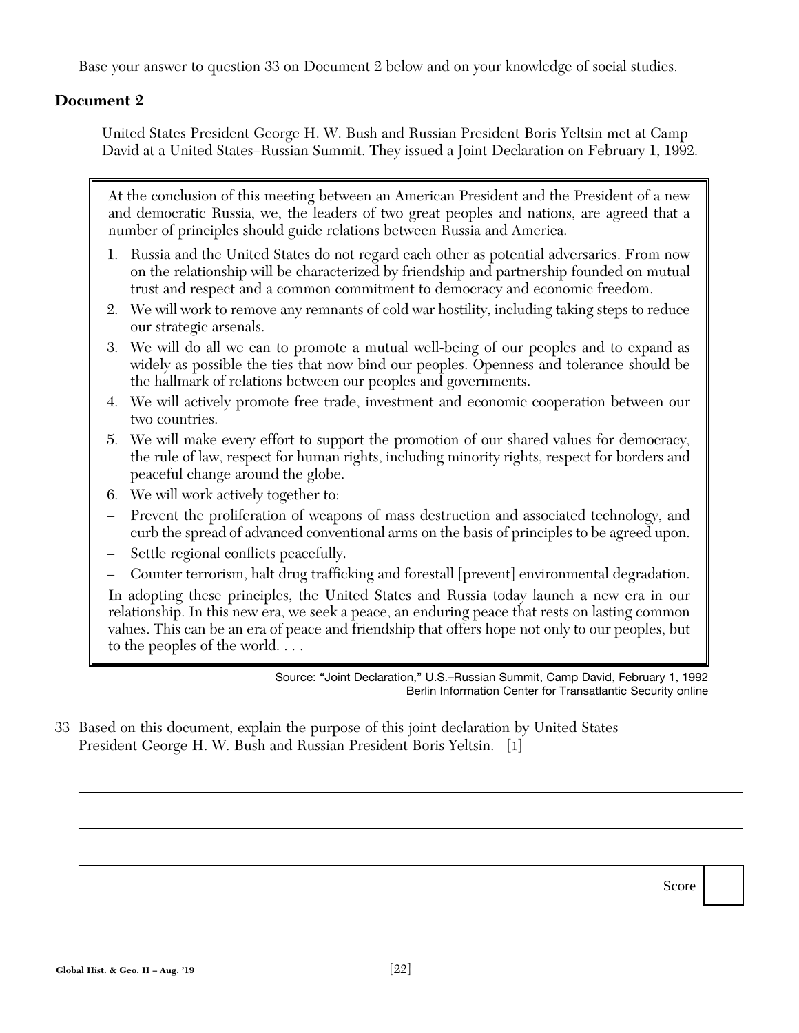Base your answer to question 33 on Document 2 below and on your knowledge of social studies.

## Document 2

United States President George H. W. Bush and Russian President Boris Yeltsin met at Camp David at a United States–Russian Summit. They issued a Joint Declaration on February 1, 1992.

> At the conclusion of this meeting between an American President and the President of a new and democratic Russia, we, the leaders of two great peoples and nations, are agreed that a number of principles should guide relations between Russia and America.
>
> 1. Russia and the United States do not regard each other as potential adversaries. From now on the relationship will be characterized by friendship and partnership founded on mutual trust and respect and a common commitment to democracy and economic freedom.
> 2. We will work to remove any remnants of cold war hostility, including taking steps to reduce our strategic arsenals.
> 3. We will do all we can to promote a mutual well-being of our peoples and to expand as widely as possible the ties that now bind our peoples. Openness and tolerance should be the hallmark of relations between our peoples and governments.
> 4. We will actively promote free trade, investment and economic cooperation between our two countries.
> 5. We will make every effort to support the promotion of our shared values for democracy, the rule of law, respect for human rights, including minority rights, respect for borders and peaceful change around the globe.
> 6. We will work actively together to:
>
> – Prevent the proliferation of weapons of mass destruction and associated technology, and curb the spread of advanced conventional arms on the basis of principles to be agreed upon.
>
> – Settle regional conflicts peacefully.
>
> – Counter terrorism, halt drug trafficking and forestall [prevent] environmental degradation.
>
> In adopting these principles, the United States and Russia today launch a new era in our relationship. In this new era, we seek a peace, an enduring peace that rests on lasting common values. This can be an era of peace and friendship that offers hope not only to our peoples, but to the peoples of the world. . . .

Source: "Joint Declaration," U.S.–Russian Summit, Camp David, February 1, 1992
Berlin Information Center for Transatlantic Security online

33 Based on this document, explain the purpose of this joint declaration by United States President George H. W. Bush and Russian President Boris Yeltsin. [1]

______________________________________________________________________

______________________________________________________________________

______________________________________________________________________

Score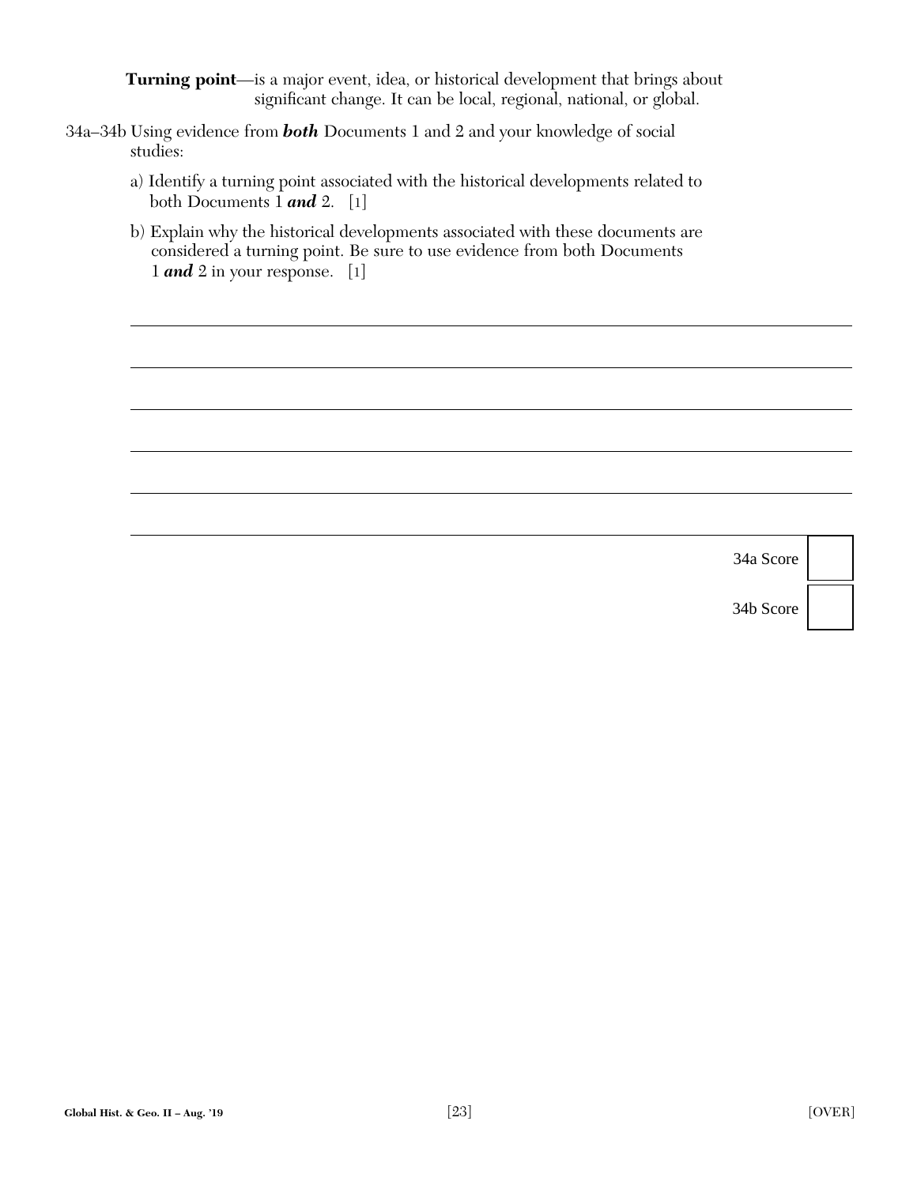**Turning point**—is a major event, idea, or historical development that brings about significant change. It can be local, regional, national, or global.

34a–34b Using evidence from ***both*** Documents 1 and 2 and your knowledge of social studies:

a) Identify a turning point associated with the historical developments related to both Documents 1 ***and*** 2. [1]

b) Explain why the historical developments associated with these documents are considered a turning point. Be sure to use evidence from both Documents 1 ***and*** 2 in your response. [1]

34a Score

34b Score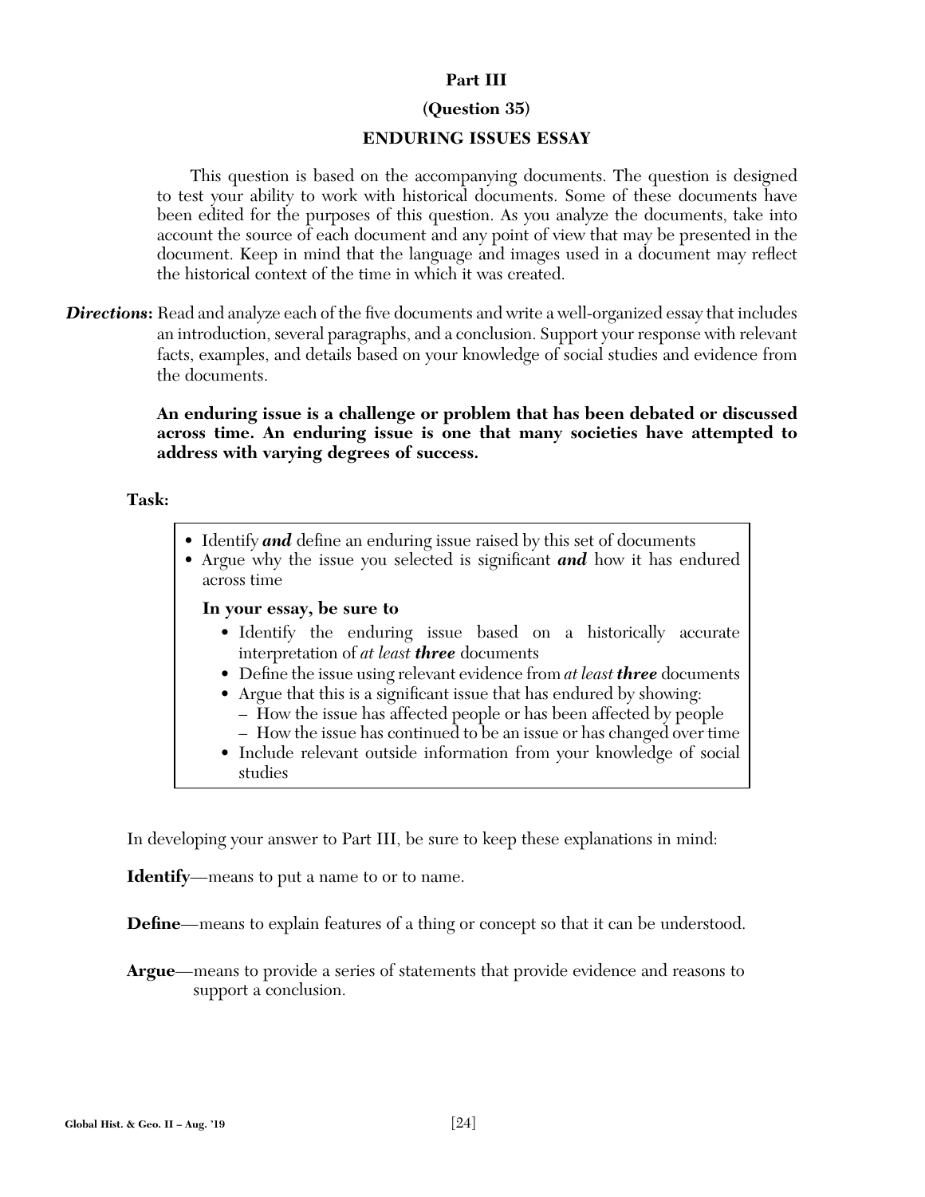**Part III**

**(Question 35)**

**ENDURING ISSUES ESSAY**

This question is based on the accompanying documents. The question is designed to test your ability to work with historical documents. Some of these documents have been edited for the purposes of this question. As you analyze the documents, take into account the source of each document and any point of view that may be presented in the document. Keep in mind that the language and images used in a document may reflect the historical context of the time in which it was created.

***Directions*:** Read and analyze each of the five documents and write a well-organized essay that includes an introduction, several paragraphs, and a conclusion. Support your response with relevant facts, examples, and details based on your knowledge of social studies and evidence from the documents.

**An enduring issue is a challenge or problem that has been debated or discussed across time. An enduring issue is one that many societies have attempted to address with varying degrees of success.**

**Task:**

- Identify ***and*** define an enduring issue raised by this set of documents
- Argue why the issue you selected is significant ***and*** how it has endured across time

**In your essay, be sure to**

- Identify the enduring issue based on a historically accurate interpretation of *at least* ***three*** documents
- Define the issue using relevant evidence from *at least* ***three*** documents
- Argue that this is a significant issue that has endured by showing:
  - How the issue has affected people or has been affected by people
  - How the issue has continued to be an issue or has changed over time
- Include relevant outside information from your knowledge of social studies

In developing your answer to Part III, be sure to keep these explanations in mind:

**Identify**—means to put a name to or to name.

**Define**—means to explain features of a thing or concept so that it can be understood.

**Argue**—means to provide a series of statements that provide evidence and reasons to support a conclusion.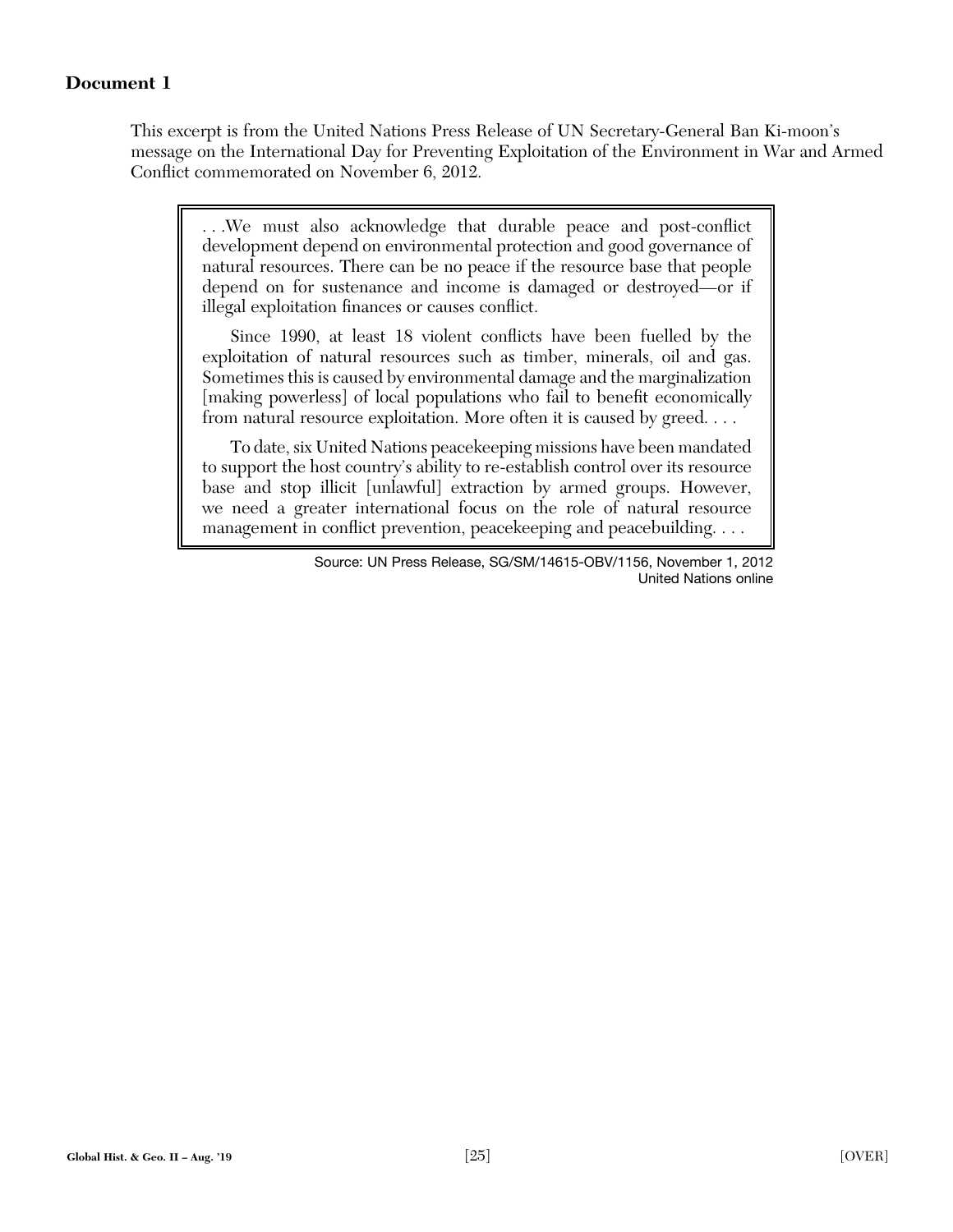## Document 1

This excerpt is from the United Nations Press Release of UN Secretary-General Ban Ki-moon's message on the International Day for Preventing Exploitation of the Environment in War and Armed Conflict commemorated on November 6, 2012.

> . . .We must also acknowledge that durable peace and post-conflict development depend on environmental protection and good governance of natural resources. There can be no peace if the resource base that people depend on for sustenance and income is damaged or destroyed—or if illegal exploitation finances or causes conflict.
>
> Since 1990, at least 18 violent conflicts have been fuelled by the exploitation of natural resources such as timber, minerals, oil and gas. Sometimes this is caused by environmental damage and the marginalization [making powerless] of local populations who fail to benefit economically from natural resource exploitation. More often it is caused by greed. . . .
>
> To date, six United Nations peacekeeping missions have been mandated to support the host country's ability to re-establish control over its resource base and stop illicit [unlawful] extraction by armed groups. However, we need a greater international focus on the role of natural resource management in conflict prevention, peacekeeping and peacebuilding. . . .

Source: UN Press Release, SG/SM/14615-OBV/1156, November 1, 2012
United Nations online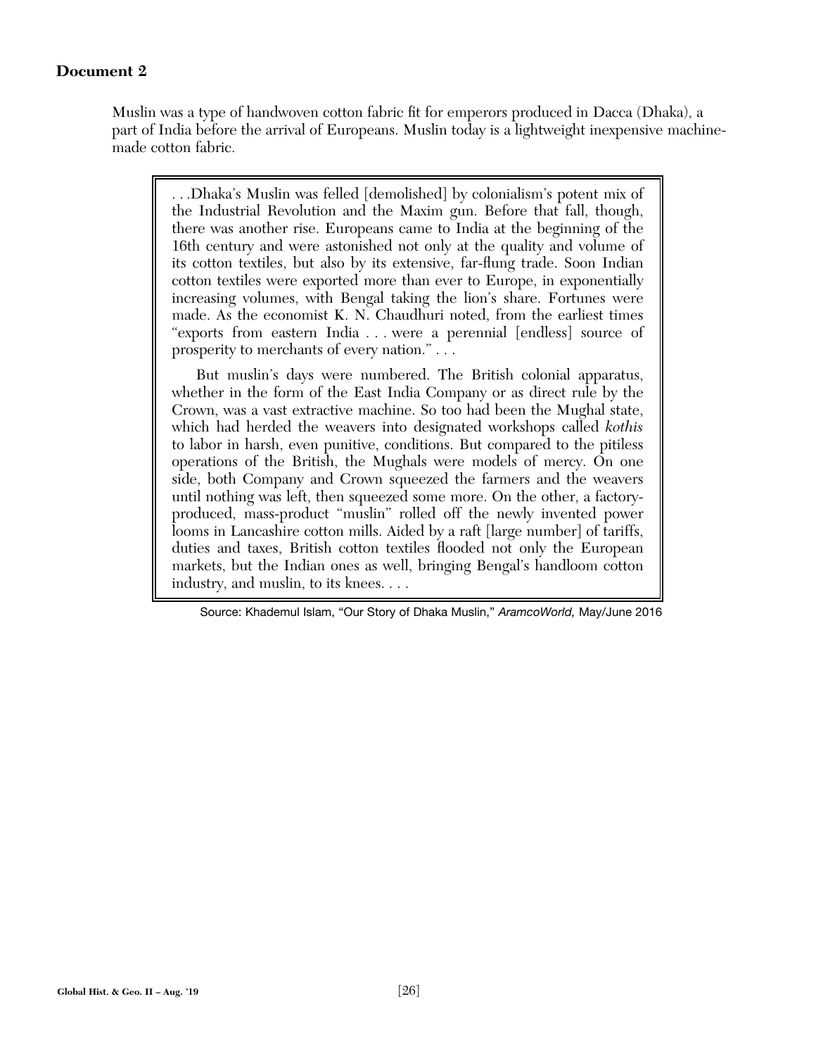**Document 2**

Muslin was a type of handwoven cotton fabric fit for emperors produced in Dacca (Dhaka), a part of India before the arrival of Europeans. Muslin today is a lightweight inexpensive machine-made cotton fabric.

> . . .Dhaka's Muslin was felled [demolished] by colonialism's potent mix of the Industrial Revolution and the Maxim gun. Before that fall, though, there was another rise. Europeans came to India at the beginning of the 16th century and were astonished not only at the quality and volume of its cotton textiles, but also by its extensive, far-flung trade. Soon Indian cotton textiles were exported more than ever to Europe, in exponentially increasing volumes, with Bengal taking the lion's share. Fortunes were made. As the economist K. N. Chaudhuri noted, from the earliest times "exports from eastern India . . . were a perennial [endless] source of prosperity to merchants of every nation." . . .
>
> But muslin's days were numbered. The British colonial apparatus, whether in the form of the East India Company or as direct rule by the Crown, was a vast extractive machine. So too had been the Mughal state, which had herded the weavers into designated workshops called *kothis* to labor in harsh, even punitive, conditions. But compared to the pitiless operations of the British, the Mughals were models of mercy. On one side, both Company and Crown squeezed the farmers and the weavers until nothing was left, then squeezed some more. On the other, a factory-produced, mass-product "muslin" rolled off the newly invented power looms in Lancashire cotton mills. Aided by a raft [large number] of tariffs, duties and taxes, British cotton textiles flooded not only the European markets, but the Indian ones as well, bringing Bengal's handloom cotton industry, and muslin, to its knees. . . .

Source: Khademul Islam, "Our Story of Dhaka Muslin," *AramcoWorld,* May/June 2016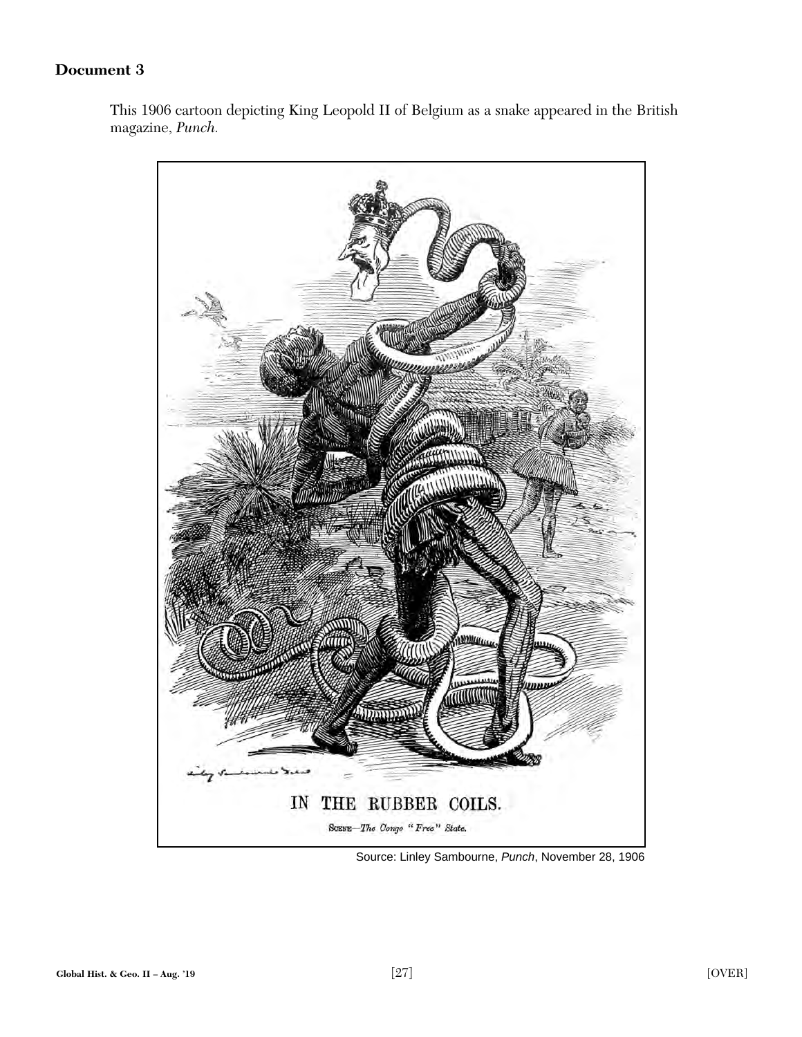## Document 3

This 1906 cartoon depicting King Leopold II of Belgium as a snake appeared in the British magazine, *Punch.*

IN THE RUBBER COILS.

SCENE—*The Congo "Free" State.*

Source: Linley Sambourne, *Punch*, November 28, 1906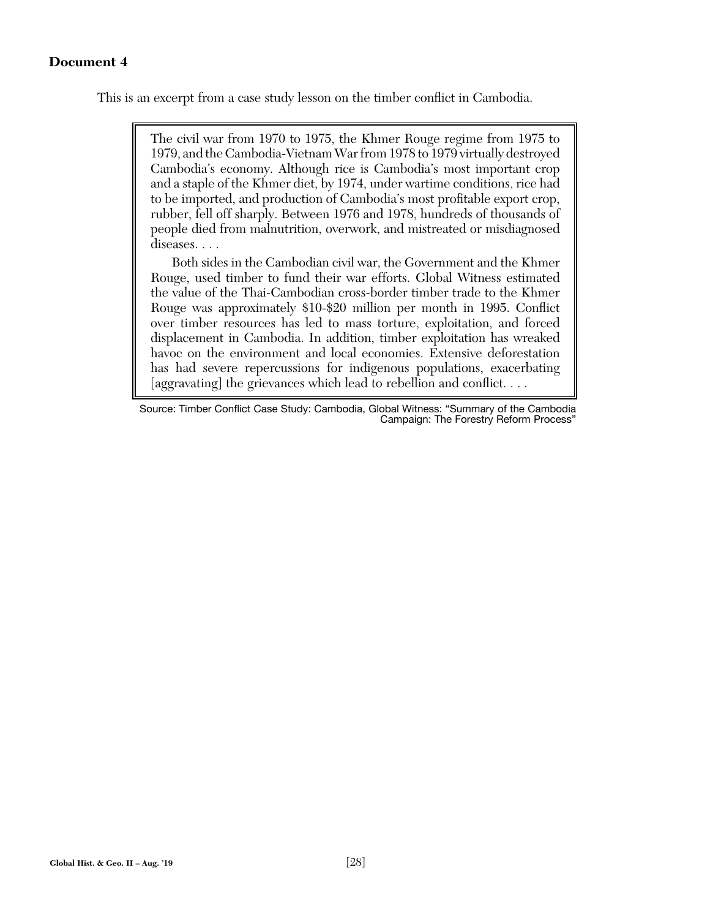**Document 4**

This is an excerpt from a case study lesson on the timber conflict in Cambodia.

> The civil war from 1970 to 1975, the Khmer Rouge regime from 1975 to 1979, and the Cambodia-Vietnam War from 1978 to 1979 virtually destroyed Cambodia's economy. Although rice is Cambodia's most important crop and a staple of the Khmer diet, by 1974, under wartime conditions, rice had to be imported, and production of Cambodia's most profitable export crop, rubber, fell off sharply. Between 1976 and 1978, hundreds of thousands of people died from malnutrition, overwork, and mistreated or misdiagnosed diseases. . . .
>
> Both sides in the Cambodian civil war, the Government and the Khmer Rouge, used timber to fund their war efforts. Global Witness estimated the value of the Thai-Cambodian cross-border timber trade to the Khmer Rouge was approximately $10-$20 million per month in 1995. Conflict over timber resources has led to mass torture, exploitation, and forced displacement in Cambodia. In addition, timber exploitation has wreaked havoc on the environment and local economies. Extensive deforestation has had severe repercussions for indigenous populations, exacerbating [aggravating] the grievances which lead to rebellion and conflict. . . .

Source: Timber Conflict Case Study: Cambodia, Global Witness: "Summary of the Cambodia Campaign: The Forestry Reform Process"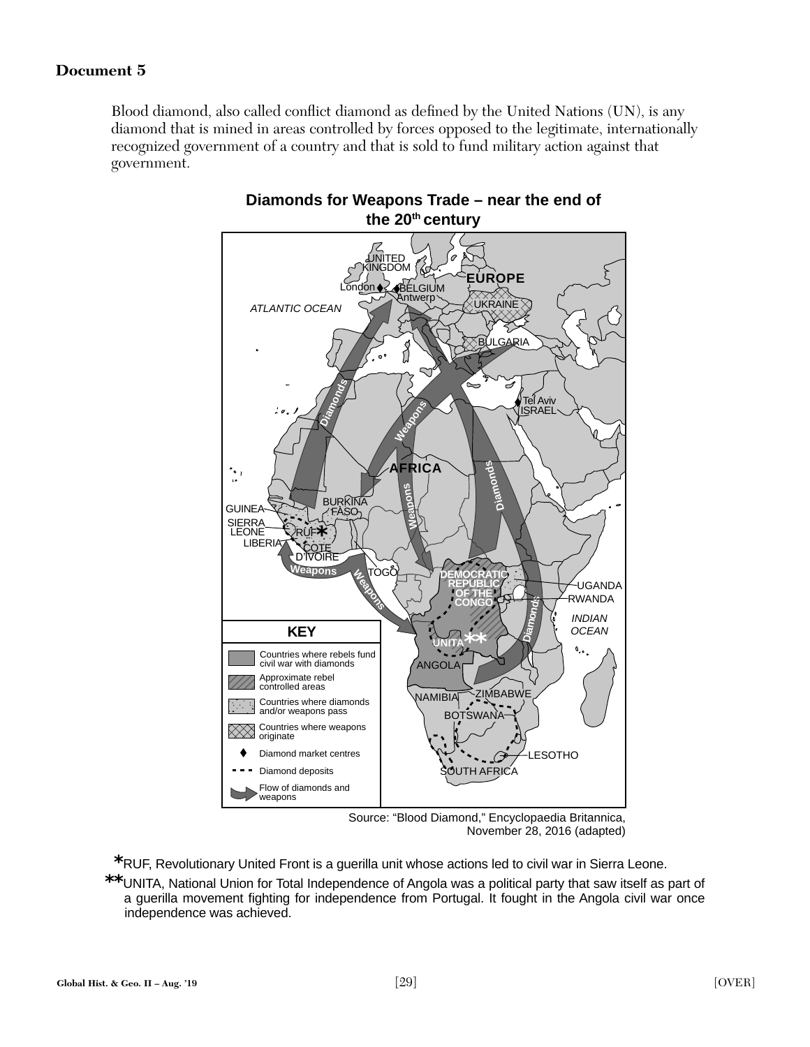**Document 5**

Blood diamond, also called conflict diamond as defined by the United Nations (UN), is any diamond that is mined in areas controlled by forces opposed to the legitimate, internationally recognized government of a country and that is sold to fund military action against that government.

**Diamonds for Weapons Trade – near the end of the 20th century**

KEY:
- Countries where rebels fund civil war with diamonds
- Approximate rebel controlled areas
- Countries where diamonds and/or weapons pass
- Countries where weapons originate
- Diamond market centres
- Diamond deposits
- Flow of diamonds and weapons

Source: "Blood Diamond," Encyclopaedia Britannica, November 28, 2016 (adapted)

*RUF, Revolutionary United Front is a guerilla unit whose actions led to civil war in Sierra Leone.

**UNITA, National Union for Total Independence of Angola was a political party that saw itself as part of a guerilla movement fighting for independence from Portugal. It fought in the Angola civil war once independence was achieved.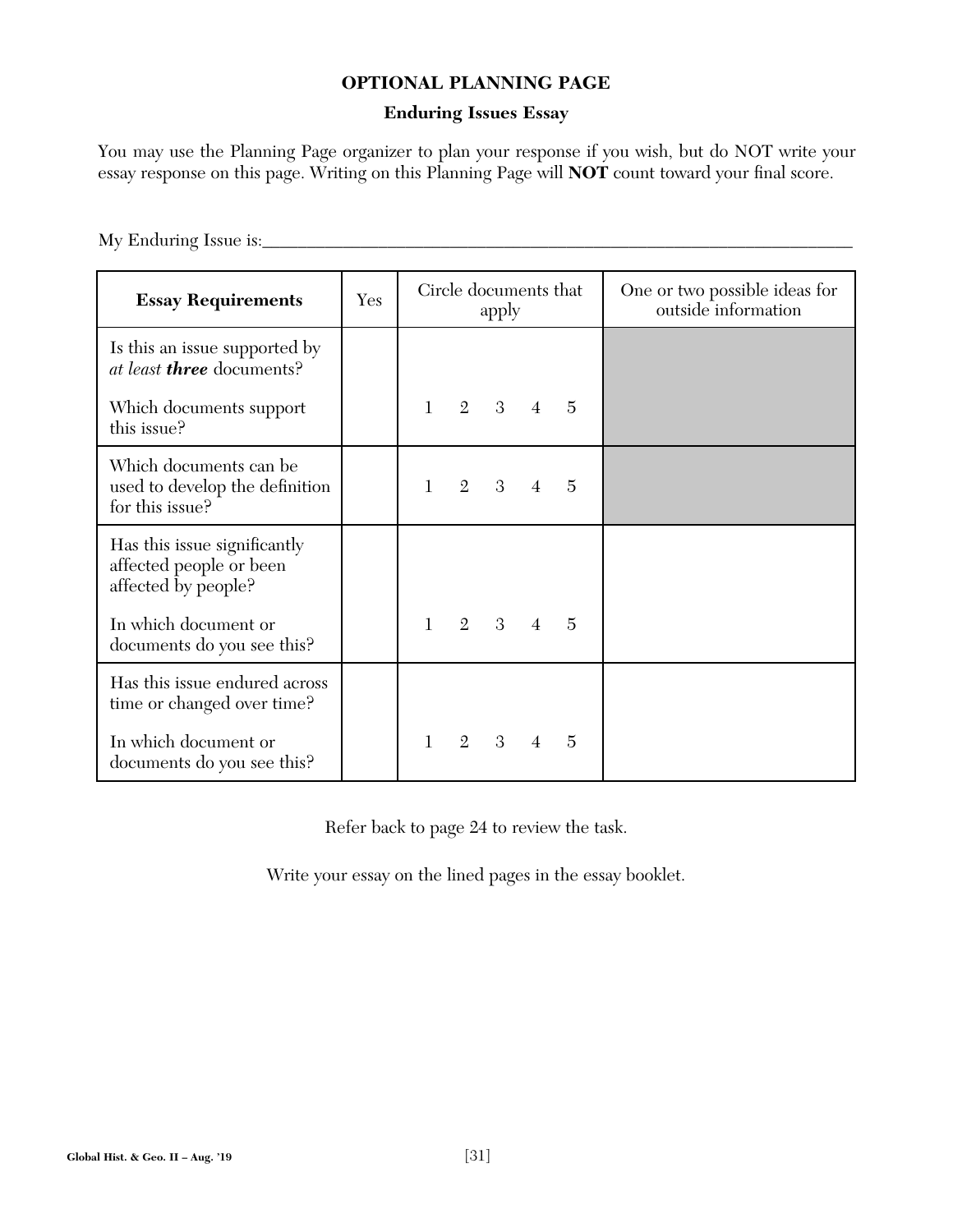# OPTIONAL PLANNING PAGE

## Enduring Issues Essay

You may use the Planning Page organizer to plan your response if you wish, but do NOT write your essay response on this page. Writing on this Planning Page will **NOT** count toward your final score.

My Enduring Issue is:___________________________________________________________________

| Essay Requirements | Yes | Circle documents that apply | One or two possible ideas for outside information |
|---|---|---|---|
| Is this an issue supported by *at least **three*** documents?<br><br>Which documents support this issue? | | 1 2 3 4 5 | |
| Which documents can be used to develop the definition for this issue? | | 1 2 3 4 5 | |
| Has this issue significantly affected people or been affected by people?<br><br>In which document or documents do you see this? | | 1 2 3 4 5 | |
| Has this issue endured across time or changed over time?<br><br>In which document or documents do you see this? | | 1 2 3 4 5 | |

Refer back to page 24 to review the task.

Write your essay on the lined pages in the essay booklet.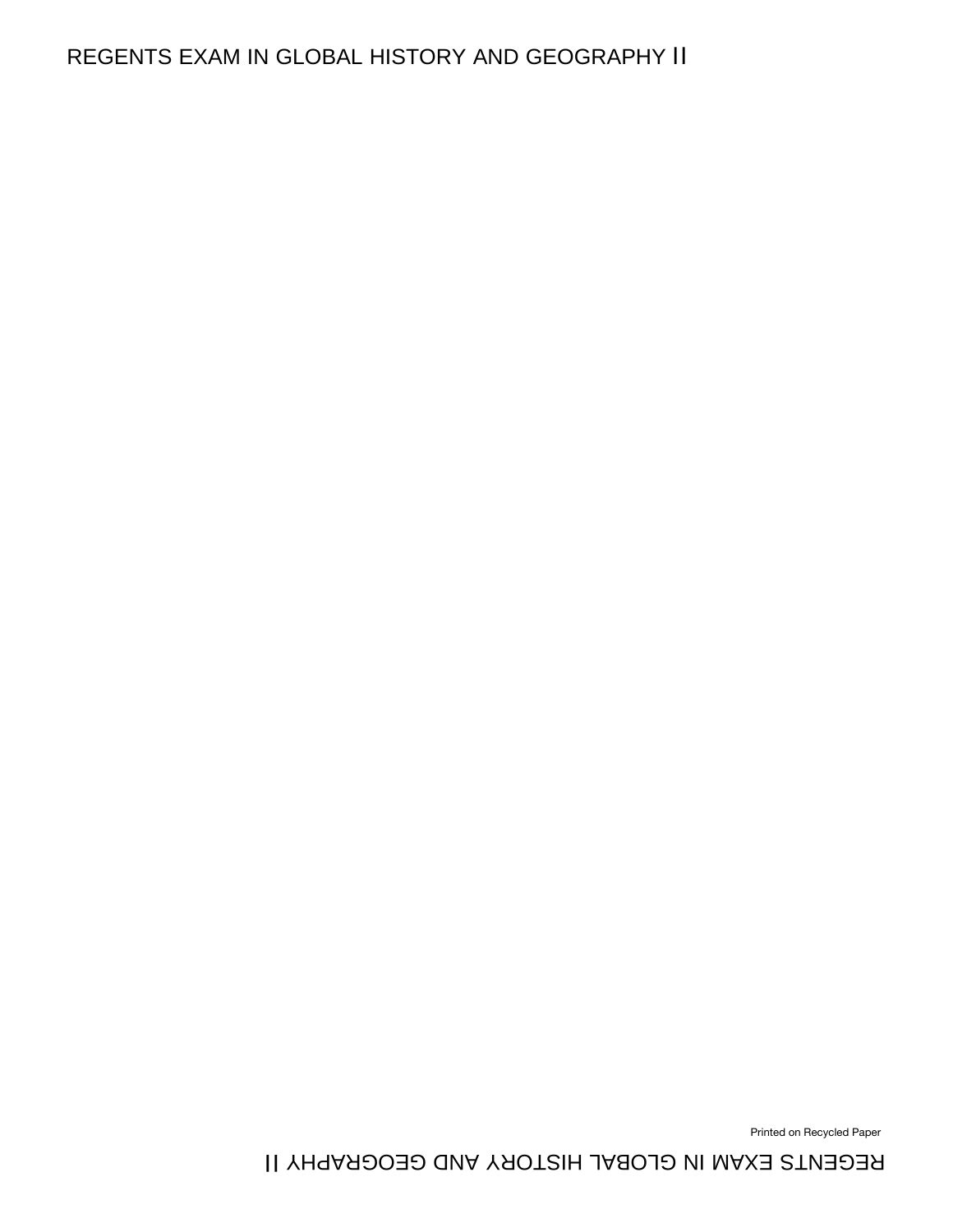REGENTS EXAM IN GLOBAL HISTORY AND GEOGRAPHY II

Printed on Recycled Paper

REGENTS EXAM IN GLOBAL HISTORY AND GEOGRAPHY II